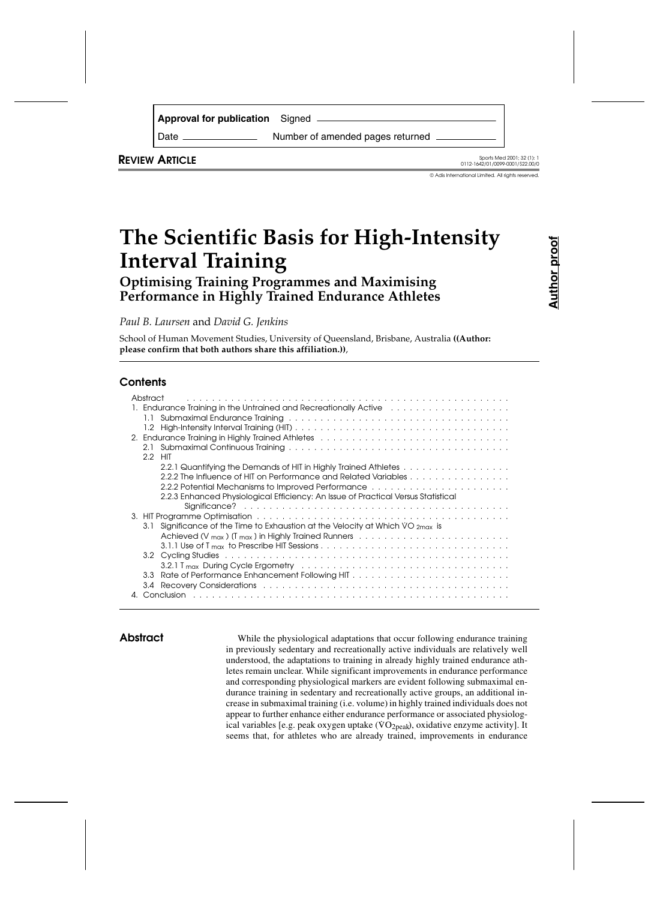**Approval for publication** Signed ____________________

Date ____________ Number of amended pages returned ____________

**REVIEW ARTICLE**

© Adis International Limited. All rights reserved.

**Author proof**

# The Scientific Basis for High-Intensity Interval Training

## Optimising Training Programmes and Maximising Performance in Highly Trained Endurance Athletes

*Paul B. Laursen* and *David G. Jenkins*

School of Human Movement Studies, University of Queensland, Brisbane, Australia **((Author: please confirm that both authors share this affiliation.))**,

## Contents

- Abstract
- 1. Endurance Training in the Untrained and Recreationally Active
  - 1.1 Submaximal Endurance Training
  - 1.2 High-Intensity Interval Training (HIT)
- 2. Endurance Training in Highly Trained Athletes
  - 2.1 Submaximal Continuous Training
  - 2.2 HIT
    - 2.2.1 Quantifying the Demands of HIT in Highly Trained Athletes
    - 2.2.2 The Influence of HIT on Performance and Related Variables
    - 2.2.2 Potential Mechanisms to Improved Performance
    - 2.2.3 Enhanced Physiological Efficiency: An Issue of Practical Versus Statistical Significance?
- 3. HIT Programme Optimisation
  - 3.1 Significance of the Time to Exhaustion at the Velocity at Which $VO_{2max}$ is Achieved ($V_{max}$) ($T_{max}$) in Highly Trained Runners
    - 3.1.1 Use of $T_{max}$ to Prescribe HIT Sessions
  - 3.2 Cycling Studies
    - 3.2.1 $T_{max}$ During Cycle Ergometry
  - 3.3 Rate of Performance Enhancement Following HIT
  - 3.4 Recovery Considerations
- 4. Conclusion

## Abstract

While the physiological adaptations that occur following endurance training in previously sedentary and recreationally active individuals are relatively well understood, the adaptations to training in already highly trained endurance athletes remain unclear. While significant improvements in endurance performance and corresponding physiological markers are evident following submaximal endurance training in sedentary and recreationally active groups, an additional increase in submaximal training (i.e. volume) in highly trained individuals does not appear to further enhance either endurance performance or associated physiological variables [e.g. peak oxygen uptake ($VO_{2peak}$), oxidative enzyme activity]. It seems that, for athletes who are already trained, improvements in endurance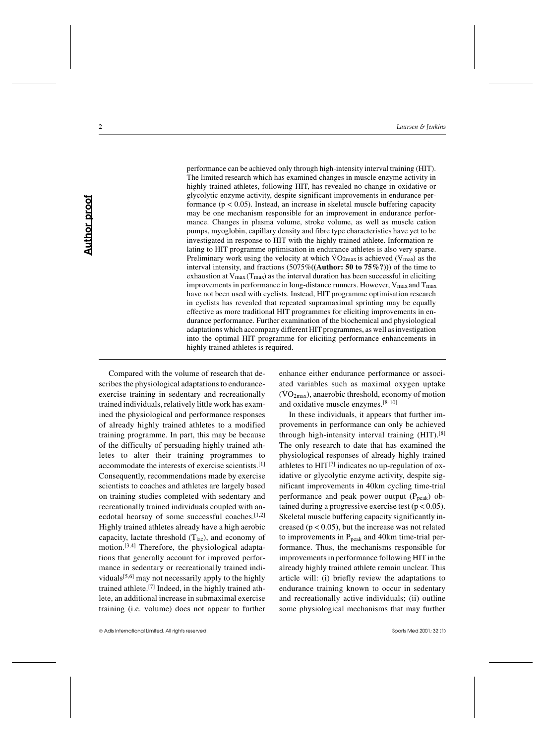performance can be achieved only through high-intensity interval training (HIT). The limited research which has examined changes in muscle enzyme activity in highly trained athletes, following HIT, has revealed no change in oxidative or glycolytic enzyme activity, despite significant improvements in endurance performance ($p < 0.05$). Instead, an increase in skeletal muscle buffering capacity may be one mechanism responsible for an improvement in endurance performance. Changes in plasma volume, stroke volume, as well as muscle cation pumps, myoglobin, capillary density and fibre type characteristics have yet to be investigated in response to HIT with the highly trained athlete. Information relating to HIT programme optimisation in endurance athletes is also very sparse. Preliminary work using the velocity at which $VO_{2max}$ is achieved ($V_{max}$) as the interval intensity, and fractions (5075%**((Author: 50 to 75%?))**) of the time to exhaustion at $V_{max}$ ($T_{max}$) as the interval duration has been successful in eliciting improvements in performance in long-distance runners. However, $V_{max}$ and $T_{max}$ have not been used with cyclists. Instead, HIT programme optimisation research in cyclists has revealed that repeated supramaximal sprinting may be equally effective as more traditional HIT programmes for eliciting improvements in endurance performance. Further examination of the biochemical and physiological adaptations which accompany different HIT programmes, as well as investigation into the optimal HIT programme for eliciting performance enhancements in highly trained athletes is required.

---

Compared with the volume of research that describes the physiological adaptations to endurance-exercise training in sedentary and recreationally trained individuals, relatively little work has examined the physiological and performance responses of already highly trained athletes to a modified training programme. In part, this may be because of the difficulty of persuading highly trained athletes to alter their training programmes to accommodate the interests of exercise scientists.[1] Consequently, recommendations made by exercise scientists to coaches and athletes are largely based on training studies completed with sedentary and recreationally trained individuals coupled with anecdotal hearsay of some successful coaches.[1,2] Highly trained athletes already have a high aerobic capacity, lactate threshold ($T_{lac}$), and economy of motion.[3,4] Therefore, the physiological adaptations that generally account for improved performance in sedentary or recreationally trained individuals[5,6] may not necessarily apply to the highly trained athlete.[7] Indeed, in the highly trained athlete, an additional increase in submaximal exercise training (i.e. volume) does not appear to further enhance either endurance performance or associated variables such as maximal oxygen uptake ($VO_{2max}$), anaerobic threshold, economy of motion and oxidative muscle enzymes.[8-10]

In these individuals, it appears that further improvements in performance can only be achieved through high-intensity interval training (HIT).[8] The only research to date that has examined the physiological responses of already highly trained athletes to HIT[7] indicates no up-regulation of oxidative or glycolytic enzyme activity, despite significant improvements in 40km cycling time-trial performance and peak power output ($P_{peak}$) obtained during a progressive exercise test ($p < 0.05$). Skeletal muscle buffering capacity significantly increased ($p < 0.05$), but the increase was not related to improvements in $P_{peak}$ and 40km time-trial performance. Thus, the mechanisms responsible for improvements in performance following HIT in the already highly trained athlete remain unclear. This article will: (i) briefly review the adaptations to endurance training known to occur in sedentary and recreationally active individuals; (ii) outline some physiological mechanisms that may further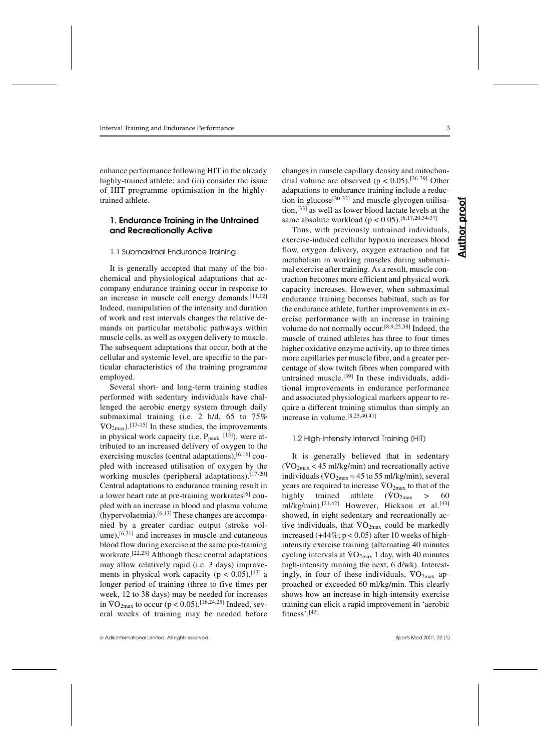enhance performance following HIT in the already highly-trained athlete; and (iii) consider the issue of HIT programme optimisation in the highly-trained athlete.

## 1. Endurance Training in the Untrained and Recreationally Active

### 1.1 Submaximal Endurance Training

It is generally accepted that many of the biochemical and physiological adaptations that accompany endurance training occur in response to an increase in muscle cell energy demands.[11,12] Indeed, manipulation of the intensity and duration of work and rest intervals changes the relative demands on particular metabolic pathways within muscle cells, as well as oxygen delivery to muscle. The subsequent adaptations that occur, both at the cellular and systemic level, are specific to the particular characteristics of the training programme employed.

Several short- and long-term training studies performed with sedentary individuals have challenged the aerobic energy system through daily submaximal training (i.e. 2 h/d, 65 to 75% $\dot{V}O_{2max}$).[13-15] In these studies, the improvements in physical work capacity (i.e. $P_{peak}$ [13]), were attributed to an increased delivery of oxygen to the exercising muscles (central adaptations),[6,16] coupled with increased utilisation of oxygen by the working muscles (peripheral adaptations).[17-20] Central adaptations to endurance training result in a lower heart rate at pre-training workrates[6] coupled with an increase in blood and plasma volume (hypervolaemia).[6,13] These changes are accompanied by a greater cardiac output (stroke volume),[6,21] and increases in muscle and cutaneous blood flow during exercise at the same pre-training workrate.[22,23] Although these central adaptations may allow relatively rapid (i.e. 3 days) improvements in physical work capacity ($p < 0.05$),[13] a longer period of training (three to five times per week, 12 to 38 days) may be needed for increases in $\dot{V}O_{2max}$ to occur ($p < 0.05$).[16,24,25] Indeed, several weeks of training may be needed before changes in muscle capillary density and mitochondrial volume are observed ($p < 0.05$).[26-29] Other adaptations to endurance training include a reduction in glucose[30-32] and muscle glycogen utilisation,[33] as well as lower blood lactate levels at the same absolute workload ($p < 0.05$).[6,17,20,34-37]

Thus, with previously untrained individuals, exercise-induced cellular hypoxia increases blood flow, oxygen delivery, oxygen extraction and fat metabolism in working muscles during submaximal exercise after training. As a result, muscle contraction becomes more efficient and physical work capacity increases. However, when submaximal endurance training becomes habitual, such as for the endurance athlete, further improvements in exercise performance with an increase in training volume do not normally occur.[8,9,25,38] Indeed, the muscle of trained athletes has three to four times higher oxidative enzyme activity, up to three times more capillaries per muscle fibre, and a greater percentage of slow twitch fibres when compared with untrained muscle.[39] In these individuals, additional improvements in endurance performance and associated physiological markers appear to require a different training stimulus than simply an increase in volume.[8,25,40,41]

### 1.2 High-Intensity Interval Training (HIT)

It is generally believed that in sedentary ($\dot{V}O_{2max} < 45$ ml/kg/min) and recreationally active individuals ($\dot{V}O_{2max} \approx 45$ to 55 ml/kg/min), several years are required to increase $\dot{V}O_{2max}$ to that of the highly trained athlete ($\dot{V}O_{2max} > 60$ ml/kg/min).[21,42] However, Hickson et al.[43] showed, in eight sedentary and recreationally active individuals, that $\dot{V}O_{2max}$ could be markedly increased (+44%; $p < 0.05$) after 10 weeks of high-intensity exercise training (alternating 40 minutes cycling intervals at $\dot{V}O_{2max}$ 1 day, with 40 minutes high-intensity running the next, 6 d/wk). Interestingly, in four of these individuals, $\dot{V}O_{2max}$ approached or exceeded 60 ml/kg/min. This clearly shows how an increase in high-intensity exercise training can elicit a rapid improvement in 'aerobic fitness'.[43]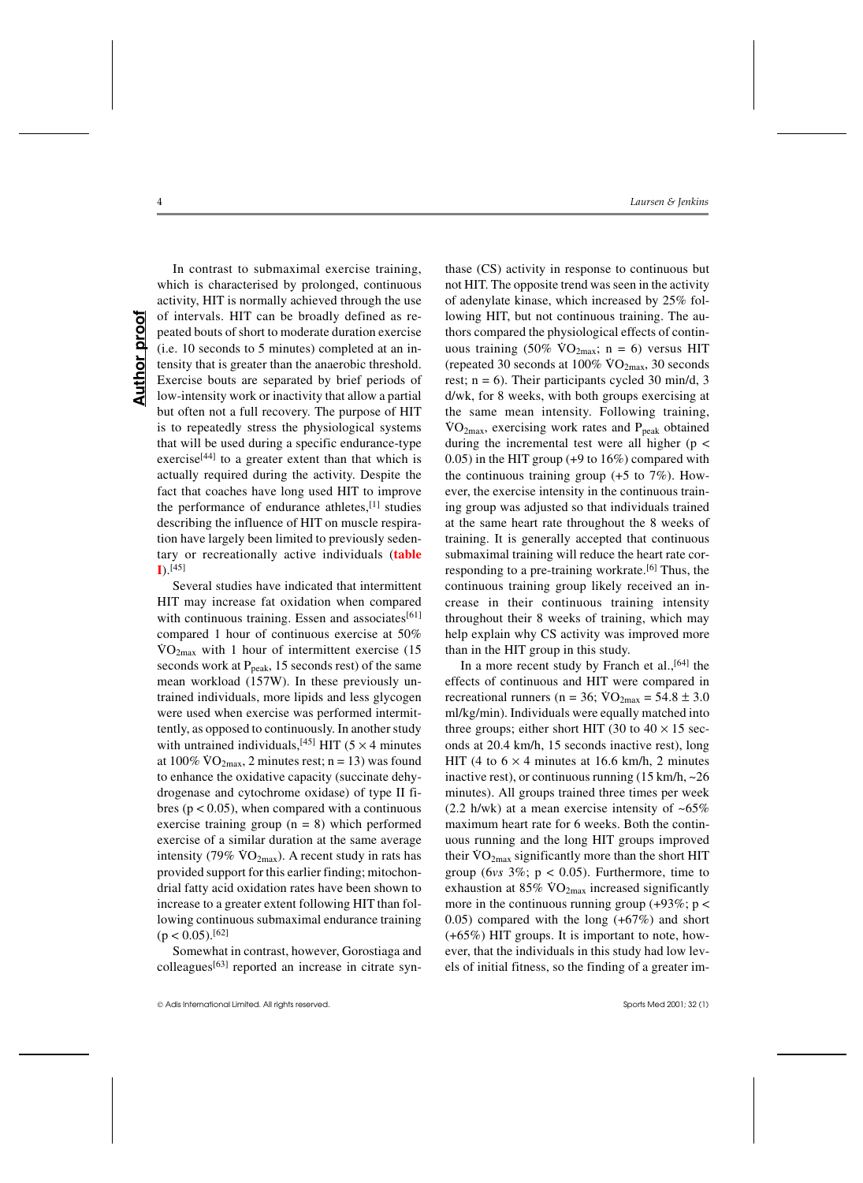In contrast to submaximal exercise training, which is characterised by prolonged, continuous activity, HIT is normally achieved through the use of intervals. HIT can be broadly defined as repeated bouts of short to moderate duration exercise (i.e. 10 seconds to 5 minutes) completed at an intensity that is greater than the anaerobic threshold. Exercise bouts are separated by brief periods of low-intensity work or inactivity that allow a partial but often not a full recovery. The purpose of HIT is to repeatedly stress the physiological systems that will be used during a specific endurance-type exercise[44] to a greater extent than that which is actually required during the activity. Despite the fact that coaches have long used HIT to improve the performance of endurance athletes,[1] studies describing the influence of HIT on muscle respiration have largely been limited to previously sedentary or recreationally active individuals (table I).[45]

Several studies have indicated that intermittent HIT may increase fat oxidation when compared with continuous training. Essen and associates[61] compared 1 hour of continuous exercise at 50% $\dot{V}O_{2max}$ with 1 hour of intermittent exercise (15 seconds work at $P_{peak}$, 15 seconds rest) of the same mean workload (157W). In these previously untrained individuals, more lipids and less glycogen were used when exercise was performed intermittently, as opposed to continuously. In another study with untrained individuals,[45] HIT (5 × 4 minutes at 100% $\dot{V}O_{2max}$, 2 minutes rest; n = 13) was found to enhance the oxidative capacity (succinate dehydrogenase and cytochrome oxidase) of type II fibres ($p < 0.05$), when compared with a continuous exercise training group (n = 8) which performed exercise of a similar duration at the same average intensity (79% $\dot{V}O_{2max}$). A recent study in rats has provided support for this earlier finding; mitochondrial fatty acid oxidation rates have been shown to increase to a greater extent following HIT than following continuous submaximal endurance training ($p < 0.05$).[62]

Somewhat in contrast, however, Gorostiaga and colleagues[63] reported an increase in citrate synthase (CS) activity in response to continuous but not HIT. The opposite trend was seen in the activity of adenylate kinase, which increased by 25% following HIT, but not continuous training. The authors compared the physiological effects of continuous training (50% $\dot{V}O_{2max}$; n = 6) versus HIT (repeated 30 seconds at 100% $\dot{V}O_{2max}$, 30 seconds rest; n = 6). Their participants cycled 30 min/d, 3 d/wk, for 8 weeks, with both groups exercising at the same mean intensity. Following training, $\dot{V}O_{2max}$, exercising work rates and $P_{peak}$ obtained during the incremental test were all higher ($p < 0.05$) in the HIT group (+9 to 16%) compared with the continuous training group (+5 to 7%). However, the exercise intensity in the continuous training group was adjusted so that individuals trained at the same heart rate throughout the 8 weeks of training. It is generally accepted that continuous submaximal training will reduce the heart rate corresponding to a pre-training workrate.[6] Thus, the continuous training group likely received an increase in their continuous training intensity throughout their 8 weeks of training, which may help explain why CS activity was improved more than in the HIT group in this study.

In a more recent study by Franch et al.,[64] the effects of continuous and HIT were compared in recreational runners (n = 36; $\dot{V}O_{2max}$ = 54.8 ± 3.0 ml/kg/min). Individuals were equally matched into three groups; either short HIT (30 to 40 × 15 seconds at 20.4 km/h, 15 seconds inactive rest), long HIT (4 to 6 × 4 minutes at 16.6 km/h, 2 minutes inactive rest), or continuous running (15 km/h, ~26 minutes). All groups trained three times per week (2.2 h/wk) at a mean exercise intensity of ~65% maximum heart rate for 6 weeks. Both the continuous running and the long HIT groups improved their $\dot{V}O_{2max}$ significantly more than the short HIT group (6 *vs* 3%; $p < 0.05$). Furthermore, time to exhaustion at 85% $\dot{V}O_{2max}$ increased significantly more in the continuous running group (+93%; $p < 0.05$) compared with the long (+67%) and short (+65%) HIT groups. It is important to note, however, that the individuals in this study had low levels of initial fitness, so the finding of a greater im-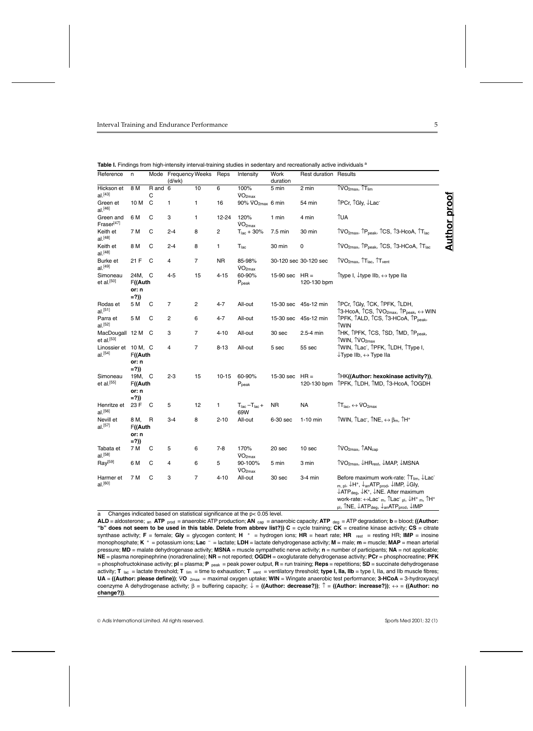**Table I.** Findings from high-intensity interval-training studies in sedentary and recreationally active individuals [a]

| Reference | n | Mode | Frequency (d/wk) | Weeks | Reps | Intensity | Work duration | Rest duration | Results |
|---|---|---|---|---|---|---|---|---|---|
| Hickson et al.[43] | 8 M | R and C | 6 | 10 | 6 | 100% $VO_{2max}$ | 5 min | 2 min | ↑$VO_{2max}$, ↑$T_{lim}$ |
| Green et al.[46] | 10 M | C | 1 | 1 | 16 | 90% $VO_{2max}$ | 6 min | 54 min | ↑PCr, ↑Gly, ↓$Lac^-$ |
| Green and Fraser[47] | 6 M | C | 3 | 1 | 12-24 | 120% $VO_{2max}$ | 1 min | 4 min | ↑UA |
| Keith et al.[48] | 7 M | C | 2-4 | 8 | 2 | $T_{lac}$ + 30% | 7.5 min | 30 min | ↑$VO_{2max}$, ↑$P_{peak}$, ↑CS, ↑3-HcoA, ↑$T_{lac}$ |
| Keith et al.[48] | 8 M | C | 2-4 | 8 | 1 | $T_{lac}$ | 30 min | 0 | ↑$VO_{2max}$, ↑$P_{peak}$, ↑CS, ↑3-HCoA, ↑$T_{lac}$ |
| Burke et al.[49] | 21 F | C | 4 | 7 | NR | 85-98% $VO_{2max}$ | 30-120 sec | 30-120 sec | ↑$VO_{2max}$, ↑$T_{lac}$, ↑$T_{vent}$ |
| Simoneau et al.[50] | 24M, F((Author: n =?)) | C | 4-5 | 15 | 4-15 | 60-90% $P_{peak}$ | 15-90 sec | HR = 120-130 bpm | ↑type I, ↓type IIb, ↔ type IIa |
| Rodas et al.[51] | 5 M | C | 7 | 2 | 4-7 | All-out | 15-30 sec | 45s-12 min | ↑PCr, ↑Gly, ↑CK, ↑PFK, ↑LDH, ↑3-HcoA, ↑CS, ↑$VO_{2max}$, ↑$P_{peak}$, ↔ WIN |
| Parra et al.[52] | 5 M | C | 2 | 6 | 4-7 | All-out | 15-30 sec | 45s-12 min | ↑PFK, ↑ALD, ↑CS, ↑3-HCoA, ↑$P_{peak}$, ↑WIN |
| MacDougall et al.[53] | 12 M | C | 3 | 7 | 4-10 | All-out | 30 sec | 2.5-4 min | ↑HK, ↑PFK, ↑CS, ↑SD, ↑MD, ↑$P_{peak}$, ↑WIN, ↑$VO_{2max}$ |
| Linossier et al.[54] | 10 M, F((Author: n =?)) | C | 4 | 7 | 8-13 | All-out | 5 sec | 55 sec | ↑WIN, ↑$Lac^-$, ↑PFK, ↑LDH, ↑Type I, ↓Type IIb, ↔ Type IIa |
| Simoneau et al.[55] | 19M, F((Author: n =?)) | C | 2-3 | 15 | 10-15 | 60-90% $P_{peak}$ | 15-30 sec | HR = 120-130 bpm | ↑HK**((Author: hexokinase activity?))**, ↑PFK, ↑LDH, ↑MD, ↑3-HcoA, ↑OGDH |
| Henritze et al.[56] | 23 F | C | 5 | 12 | 1 | $T_{lac} - T_{lac}$ + 69W | NR | NA | ↑$T_{lac}$, ↔ $VO_{2max}$ |
| Nevill et al.[57] | 8 M, F((Author: n =?)) | R | 3-4 | 8 | 2-10 | All-out | 6-30 sec | 1-10 min | ↑WIN, ↑$Lac^-$, ↑NE, ↔ $\beta_m$, ↑$H^+$ |
| Tabata et al.[58] | 7 M | C | 5 | 6 | 7-8 | 170% $VO_{2max}$ | 20 sec | 10 sec | ↑$VO_{2max}$, ↑$AN_{cap}$ |
| Ray[59] | 6 M | C | 4 | 6 | 5 | 90-100% $VO_{2max}$ | 5 min | 3 min | ↑$VO_{2max}$, ↓$HR_{rest}$, ↓MAP, ↓MSNA |
| Harmer et al.[60] | 7 M | C | 3 | 7 | 4-10 | All-out | 30 sec | 3-4 min | Before maximum work-rate: ↑$T_{lim}$, ↓$Lac^-_{m, pl}$, ↓$H^+$, ↓$_{an}ATP_{prod}$, ↓IMP, ↓Gly, ↓$ATP_{deg}$, ↓$K^+$, ↓NE. After maximum work-rate: ↔$Lac^-_m$, ↑$Lac^-_{pl}$, ↓$H^+_m$, ↑$H^+_{pl}$, ↑NE, ↓$ATP_{deg}$, ↓$_{an}ATP_{prod}$, ↓IMP |

a Changes indicated based on statistical significance at the $p < 0.05$ level.

**ALD** = aldosterone; **$_{an}$ ATP $_{prod}$** = anaerobic ATP production; **AN $_{cap}$** = anaerobic capacity; **ATP $_{deg}$** = ATP degradation; **b** = blood; **((Author: "b" does not seem to be used in this table. Delete from abbrev list?)) C** = cycle training; **CK** = creatine kinase activity; **CS** = citrate synthase activity; **F** = female; **Gly** = glycogen content; **$H^+$** = hydrogen ions; **HR** = heart rate; **HR $_{rest}$** = resting HR; **IMP** = inosine monophosphate; **$K^+$** = potassium ions; **$Lac^-$** = lactate; **LDH** = lactate dehydrogenase activity; **M** = male; **m** = muscle; **MAP** = mean arterial pressure; **MD** = malate dehydrogenase activity; **MSNA** = muscle sympathetic nerve activity; **n** = number of participants; **NA** = not applicable; **NE** = plasma norepinephrine (noradrenaline); **NR** = not reported; **OGDH** = oxoglutarate dehydrogenase activity; **PCr** = phosphocreatine; **PFK** = phosphofructokinase activity; **pl** = plasma; **P $_{peak}$** = peak power output, **R** = run training; **Reps** = repetitions; **SD** = succinate dehydrogenase activity; **T $_{lac}$** = lactate threshold; **T $_{lim}$** = time to exhaustion; **T $_{vent}$** = ventilatory threshold; **type I, IIa, IIb** = type I, IIa, and IIb muscle fibres; **UA** = **((Author: please define))**; **VO $_{2max}$** = maximal oxygen uptake; **WIN** = Wingate anaerobic test performance; **3-HCoA** = 3-hydroxyacyl coenzyme A dehydrogenase activity; **β** = buffering capacity; **↓** = **((Author: decrease?))**; **↑** = **((Author: increase?))**; **↔** = **((Author: no change?))**.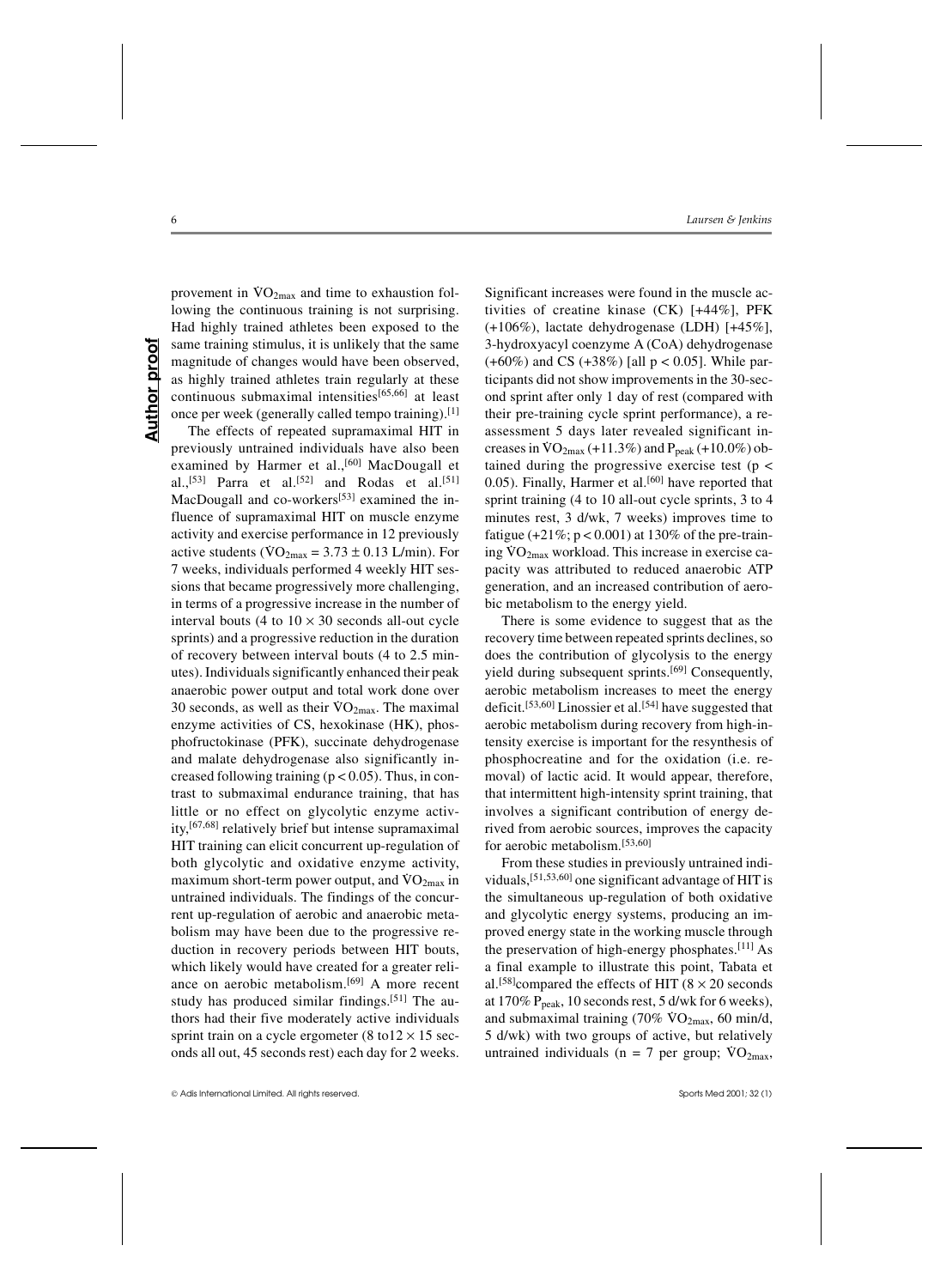provement in $\dot{V}O_{2max}$ and time to exhaustion following the continuous training is not surprising. Had highly trained athletes been exposed to the same training stimulus, it is unlikely that the same magnitude of changes would have been observed, as highly trained athletes train regularly at these continuous submaximal intensities[65,66] at least once per week (generally called tempo training).[1]

The effects of repeated supramaximal HIT in previously untrained individuals have also been examined by Harmer et al.,[60] MacDougall et al.,[53] Parra et al.[52] and Rodas et al.[51] MacDougall and co-workers[53] examined the influence of supramaximal HIT on muscle enzyme activity and exercise performance in 12 previously active students ($\dot{V}O_{2max}$ = 3.73 ± 0.13 L/min). For 7 weeks, individuals performed 4 weekly HIT sessions that became progressively more challenging, in terms of a progressive increase in the number of interval bouts (4 to 10 × 30 seconds all-out cycle sprints) and a progressive reduction in the duration of recovery between interval bouts (4 to 2.5 minutes). Individuals significantly enhanced their peak anaerobic power output and total work done over 30 seconds, as well as their $\dot{V}O_{2max}$. The maximal enzyme activities of CS, hexokinase (HK), phosphofructokinase (PFK), succinate dehydrogenase and malate dehydrogenase also significantly increased following training ($p < 0.05$). Thus, in contrast to submaximal endurance training, that has little or no effect on glycolytic enzyme activity,[67,68] relatively brief but intense supramaximal HIT training can elicit concurrent up-regulation of both glycolytic and oxidative enzyme activity, maximum short-term power output, and $\dot{V}O_{2max}$ in untrained individuals. The findings of the concurrent up-regulation of aerobic and anaerobic metabolism may have been due to the progressive reduction in recovery periods between HIT bouts, which likely would have created for a greater reliance on aerobic metabolism.[69] A more recent study has produced similar findings.[51] The authors had their five moderately active individuals sprint train on a cycle ergometer (8 to12 × 15 seconds all out, 45 seconds rest) each day for 2 weeks. Significant increases were found in the muscle activities of creatine kinase (CK) [+44%], PFK (+106%), lactate dehydrogenase (LDH) [+45%], 3-hydroxyacyl coenzyme A (CoA) dehydrogenase (+60%) and CS (+38%) [all $p < 0.05$]. While participants did not show improvements in the 30-second sprint after only 1 day of rest (compared with their pre-training cycle sprint performance), a reassessment 5 days later revealed significant increases in $\dot{V}O_{2max}$ (+11.3%) and $P_{peak}$ (+10.0%) obtained during the progressive exercise test ($p < 0.05$). Finally, Harmer et al.[60] have reported that sprint training (4 to 10 all-out cycle sprints, 3 to 4 minutes rest, 3 d/wk, 7 weeks) improves time to fatigue (+21%; $p < 0.001$) at 130% of the pre-training $\dot{V}O_{2max}$ workload. This increase in exercise capacity was attributed to reduced anaerobic ATP generation, and an increased contribution of aerobic metabolism to the energy yield.

There is some evidence to suggest that as the recovery time between repeated sprints declines, so does the contribution of glycolysis to the energy yield during subsequent sprints.[69] Consequently, aerobic metabolism increases to meet the energy deficit.[53,60] Linossier et al.[54] have suggested that aerobic metabolism during recovery from high-intensity exercise is important for the resynthesis of phosphocreatine and for the oxidation (i.e. removal) of lactic acid. It would appear, therefore, that intermittent high-intensity sprint training, that involves a significant contribution of energy derived from aerobic sources, improves the capacity for aerobic metabolism.[53,60]

From these studies in previously untrained individuals,[51,53,60] one significant advantage of HIT is the simultaneous up-regulation of both oxidative and glycolytic energy systems, producing an improved energy state in the working muscle through the preservation of high-energy phosphates.[11] As a final example to illustrate this point, Tabata et al.[58] compared the effects of HIT (8 × 20 seconds at 170% $P_{peak}$, 10 seconds rest, 5 d/wk for 6 weeks), and submaximal training (70% $\dot{V}O_{2max}$, 60 min/d, 5 d/wk) with two groups of active, but relatively untrained individuals (n = 7 per group; $\dot{V}O_{2max}$,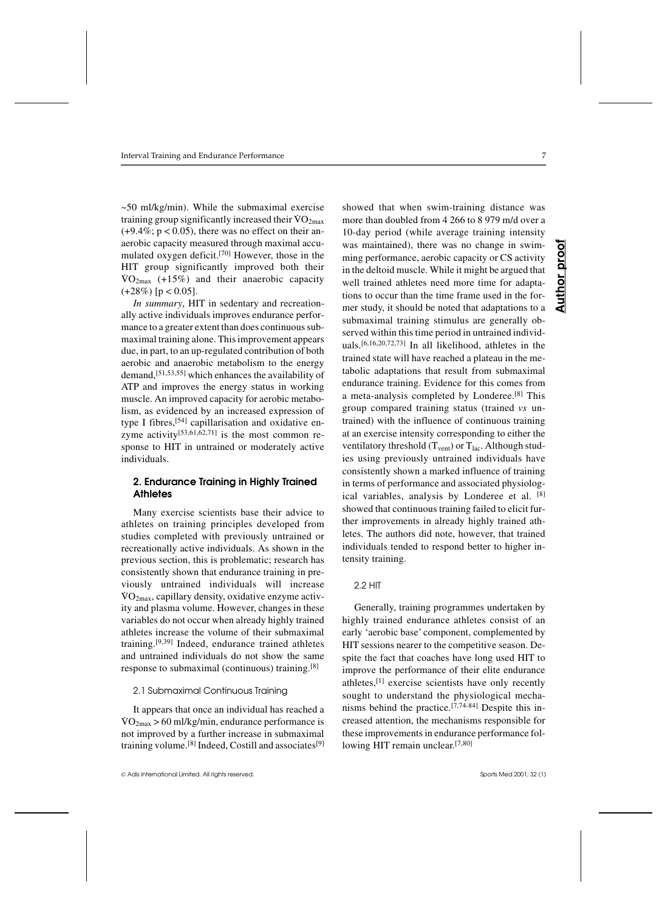~50 ml/kg/min). While the submaximal exercise training group significantly increased their $\dot{V}O_{2max}$ (+9.4%; $p < 0.05$), there was no effect on their anaerobic capacity measured through maximal accumulated oxygen deficit.[70] However, those in the HIT group significantly improved both their $\dot{V}O_{2max}$ (+15%) and their anaerobic capacity (+28%) [$p < 0.05$].

*In summary*, HIT in sedentary and recreationally active individuals improves endurance performance to a greater extent than does continuous submaximal training alone. This improvement appears due, in part, to an up-regulated contribution of both aerobic and anaerobic metabolism to the energy demand,[51,53,55] which enhances the availability of ATP and improves the energy status in working muscle. An improved capacity for aerobic metabolism, as evidenced by an increased expression of type I fibres,[54] capillarisation and oxidative enzyme activity[53,61,62,71] is the most common response to HIT in untrained or moderately active individuals.

## 2. Endurance Training in Highly Trained Athletes

Many exercise scientists base their advice to athletes on training principles developed from studies completed with previously untrained or recreationally active individuals. As shown in the previous section, this is problematic; research has consistently shown that endurance training in previously untrained individuals will increase $\dot{V}O_{2max}$, capillary density, oxidative enzyme activity and plasma volume. However, changes in these variables do not occur when already highly trained athletes increase the volume of their submaximal training.[9,39] Indeed, endurance trained athletes and untrained individuals do not show the same response to submaximal (continuous) training.[8]

### 2.1 Submaximal Continuous Training

It appears that once an individual has reached a $\dot{V}O_{2max} > 60$ ml/kg/min, endurance performance is not improved by a further increase in submaximal training volume.[8] Indeed, Costill and associates[9] showed that when swim-training distance was more than doubled from 4 266 to 8 979 m/d over a 10-day period (while average training intensity was maintained), there was no change in swimming performance, aerobic capacity or CS activity in the deltoid muscle. While it might be argued that well trained athletes need more time for adaptations to occur than the time frame used in the former study, it should be noted that adaptations to a submaximal training stimulus are generally observed within this time period in untrained individuals.[6,16,20,72,73] In all likelihood, athletes in the trained state will have reached a plateau in the metabolic adaptations that result from submaximal endurance training. Evidence for this comes from a meta-analysis completed by Londeree.[8] This group compared training status (trained *vs* untrained) with the influence of continuous training at an exercise intensity corresponding to either the ventilatory threshold ($T_{vent}$) or $T_{lac}$. Although studies using previously untrained individuals have consistently shown a marked influence of training in terms of performance and associated physiological variables, analysis by Londeree et al. [8] showed that continuous training failed to elicit further improvements in already highly trained athletes. The authors did note, however, that trained individuals tended to respond better to higher intensity training.

### 2.2 HIT

Generally, training programmes undertaken by highly trained endurance athletes consist of an early 'aerobic base' component, complemented by HIT sessions nearer to the competitive season. Despite the fact that coaches have long used HIT to improve the performance of their elite endurance athletes,[1] exercise scientists have only recently sought to understand the physiological mechanisms behind the practice.[7,74-84] Despite this increased attention, the mechanisms responsible for these improvements in endurance performance following HIT remain unclear.[7,80]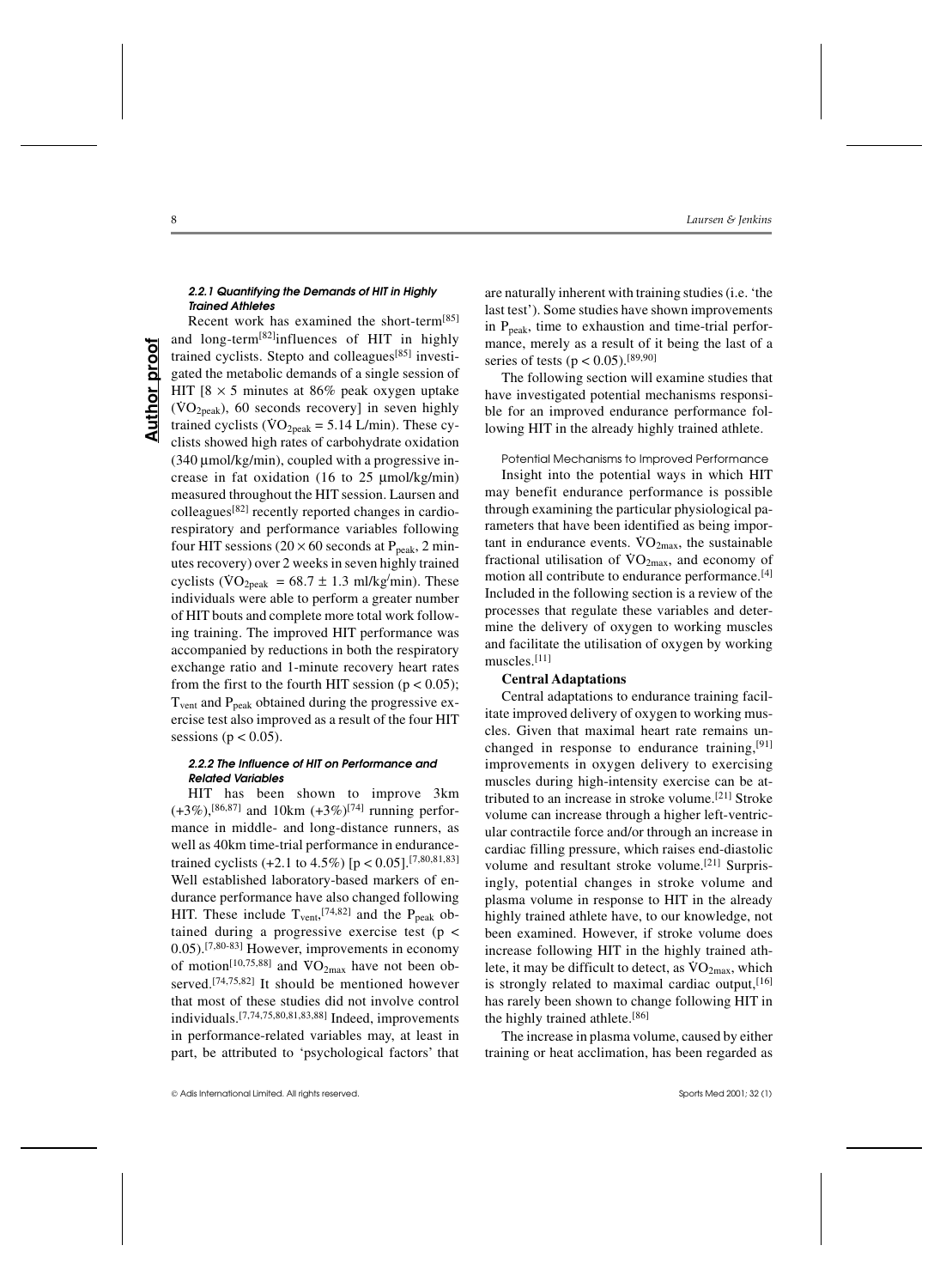#### *2.2.1 Quantifying the Demands of HIT in Highly Trained Athletes*

Recent work has examined the short-term[85] and long-term[82] influences of HIT in highly trained cyclists. Stepto and colleagues[85] investigated the metabolic demands of a single session of HIT [$8 \times 5$ minutes at 86% peak oxygen uptake ($\dot{V}O_{2peak}$), 60 seconds recovery] in seven highly trained cyclists ($\dot{V}O_{2peak}$ = 5.14 L/min). These cyclists showed high rates of carbohydrate oxidation (340 μmol/kg/min), coupled with a progressive increase in fat oxidation (16 to 25 μmol/kg/min) measured throughout the HIT session. Laursen and colleagues[82] recently reported changes in cardiorespiratory and performance variables following four HIT sessions ($20 \times 60$ seconds at $P_{peak}$, 2 minutes recovery) over 2 weeks in seven highly trained cyclists ($\dot{V}O_{2peak}$ = $68.7 \pm 1.3$ ml/kg/min). These individuals were able to perform a greater number of HIT bouts and complete more total work following training. The improved HIT performance was accompanied by reductions in both the respiratory exchange ratio and 1-minute recovery heart rates from the first to the fourth HIT session ($p < 0.05$); $T_{vent}$ and $P_{peak}$ obtained during the progressive exercise test also improved as a result of the four HIT sessions ($p < 0.05$).

#### *2.2.2 The Influence of HIT on Performance and Related Variables*

HIT has been shown to improve 3km (+3%),[86,87] and 10km (+3%)[74] running performance in middle- and long-distance runners, as well as 40km time-trial performance in endurance-trained cyclists (+2.1 to 4.5%) [$p < 0.05$].[7,80,81,83] Well established laboratory-based markers of endurance performance have also changed following HIT. These include $T_{vent}$,[74,82] and the $P_{peak}$ obtained during a progressive exercise test ($p < 0.05$).[7,80-83] However, improvements in economy of motion[10,75,88] and $\dot{V}O_{2max}$ have not been observed.[74,75,82] It should be mentioned however that most of these studies did not involve control individuals.[7,74,75,80,81,83,88] Indeed, improvements in performance-related variables may, at least in part, be attributed to 'psychological factors' that are naturally inherent with training studies (i.e. 'the last test'). Some studies have shown improvements in $P_{peak}$, time to exhaustion and time-trial performance, merely as a result of it being the last of a series of tests ($p < 0.05$).[89,90]

The following section will examine studies that have investigated potential mechanisms responsible for an improved endurance performance following HIT in the already highly trained athlete.

Potential Mechanisms to Improved Performance

Insight into the potential ways in which HIT may benefit endurance performance is possible through examining the particular physiological parameters that have been identified as being important in endurance events. $\dot{V}O_{2max}$, the sustainable fractional utilisation of $\dot{V}O_{2max}$, and economy of motion all contribute to endurance performance.[4] Included in the following section is a review of the processes that regulate these variables and determine the delivery of oxygen to working muscles and facilitate the utilisation of oxygen by working muscles.[11]

**Central Adaptations**

Central adaptations to endurance training facilitate improved delivery of oxygen to working muscles. Given that maximal heart rate remains unchanged in response to endurance training,[91] improvements in oxygen delivery to exercising muscles during high-intensity exercise can be attributed to an increase in stroke volume.[21] Stroke volume can increase through a higher left-ventricular contractile force and/or through an increase in cardiac filling pressure, which raises end-diastolic volume and resultant stroke volume.[21] Surprisingly, potential changes in stroke volume and plasma volume in response to HIT in the already highly trained athlete have, to our knowledge, not been examined. However, if stroke volume does increase following HIT in the highly trained athlete, it may be difficult to detect, as $\dot{V}O_{2max}$, which is strongly related to maximal cardiac output,[16] has rarely been shown to change following HIT in the highly trained athlete.[86]

The increase in plasma volume, caused by either training or heat acclimation, has been regarded as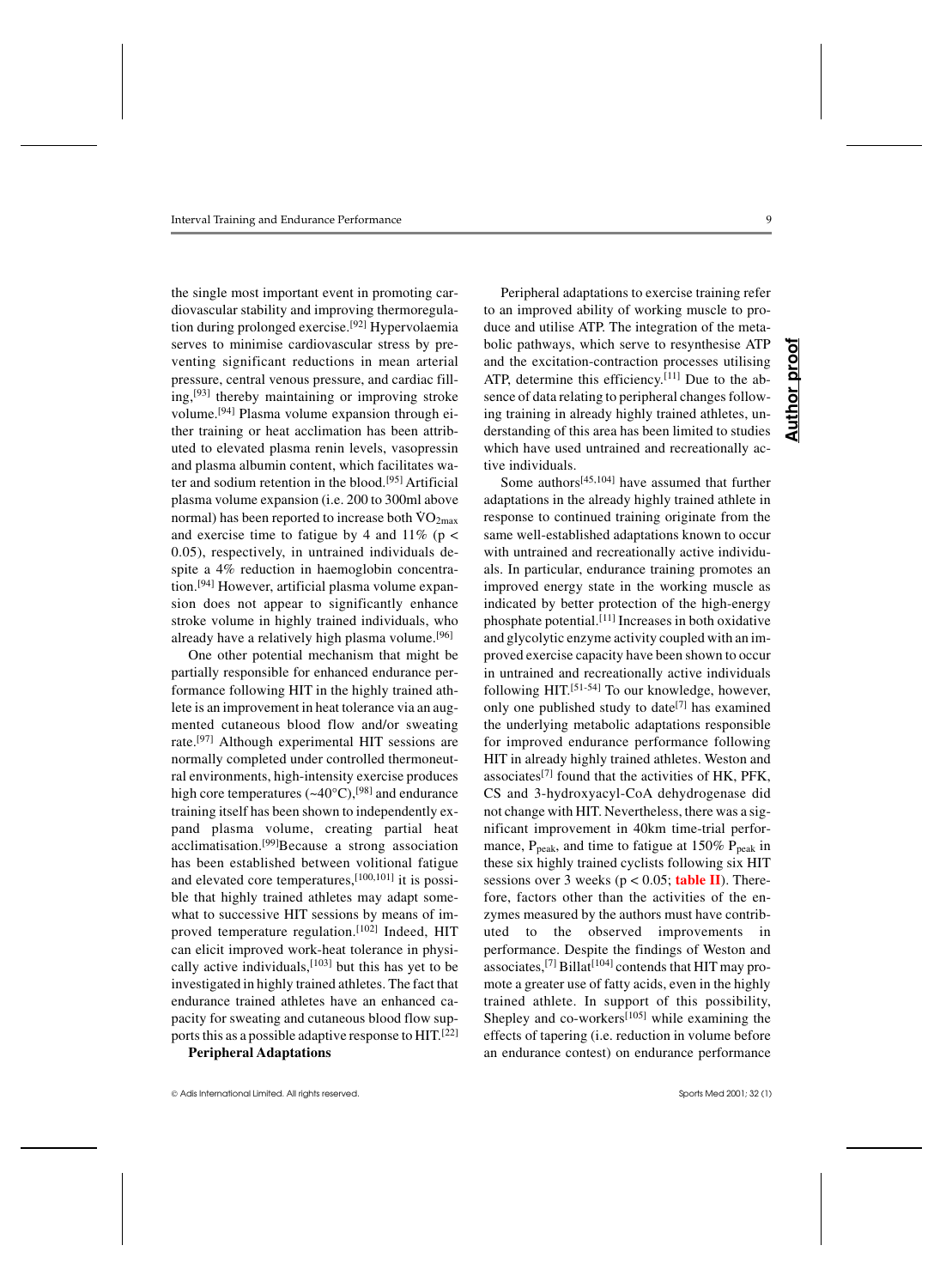the single most important event in promoting cardiovascular stability and improving thermoregulation during prolonged exercise.[92] Hypervolaemia serves to minimise cardiovascular stress by preventing significant reductions in mean arterial pressure, central venous pressure, and cardiac filling,[93] thereby maintaining or improving stroke volume.[94] Plasma volume expansion through either training or heat acclimation has been attributed to elevated plasma renin levels, vasopressin and plasma albumin content, which facilitates water and sodium retention in the blood.[95] Artificial plasma volume expansion (i.e. 200 to 300ml above normal) has been reported to increase both $VO_{2max}$ and exercise time to fatigue by 4 and 11% ($p < 0.05$), respectively, in untrained individuals despite a 4% reduction in haemoglobin concentration.[94] However, artificial plasma volume expansion does not appear to significantly enhance stroke volume in highly trained individuals, who already have a relatively high plasma volume.[96]

One other potential mechanism that might be partially responsible for enhanced endurance performance following HIT in the highly trained athlete is an improvement in heat tolerance via an augmented cutaneous blood flow and/or sweating rate.[97] Although experimental HIT sessions are normally completed under controlled thermoneutral environments, high-intensity exercise produces high core temperatures (~40°C),[98] and endurance training itself has been shown to independently expand plasma volume, creating partial heat acclimatisation.[99] Because a strong association has been established between volitional fatigue and elevated core temperatures,[100,101] it is possible that highly trained athletes may adapt somewhat to successive HIT sessions by means of improved temperature regulation.[102] Indeed, HIT can elicit improved work-heat tolerance in physically active individuals,[103] but this has yet to be investigated in highly trained athletes. The fact that endurance trained athletes have an enhanced capacity for sweating and cutaneous blood flow supports this as a possible adaptive response to HIT.[22]

**Peripheral Adaptations**

Peripheral adaptations to exercise training refer to an improved ability of working muscle to produce and utilise ATP. The integration of the metabolic pathways, which serve to resynthesise ATP and the excitation-contraction processes utilising ATP, determine this efficiency.[11] Due to the absence of data relating to peripheral changes following training in already highly trained athletes, understanding of this area has been limited to studies which have used untrained and recreationally active individuals.

Some authors[45,104] have assumed that further adaptations in the already highly trained athlete in response to continued training originate from the same well-established adaptations known to occur with untrained and recreationally active individuals. In particular, endurance training promotes an improved energy state in the working muscle as indicated by better protection of the high-energy phosphate potential.[11] Increases in both oxidative and glycolytic enzyme activity coupled with an improved exercise capacity have been shown to occur in untrained and recreationally active individuals following HIT.[51-54] To our knowledge, however, only one published study to date[7] has examined the underlying metabolic adaptations responsible for improved endurance performance following HIT in already highly trained athletes. Weston and associates[7] found that the activities of HK, PFK, CS and 3-hydroxyacyl-CoA dehydrogenase did not change with HIT. Nevertheless, there was a significant improvement in 40km time-trial performance, $P_{peak}$, and time to fatigue at 150% $P_{peak}$ in these six highly trained cyclists following six HIT sessions over 3 weeks ($p < 0.05$; table II). Therefore, factors other than the activities of the enzymes measured by the authors must have contributed to the observed improvements in performance. Despite the findings of Weston and associates,[7] Billat[104] contends that HIT may promote a greater use of fatty acids, even in the highly trained athlete. In support of this possibility, Shepley and co-workers[105] while examining the effects of tapering (i.e. reduction in volume before an endurance contest) on endurance performance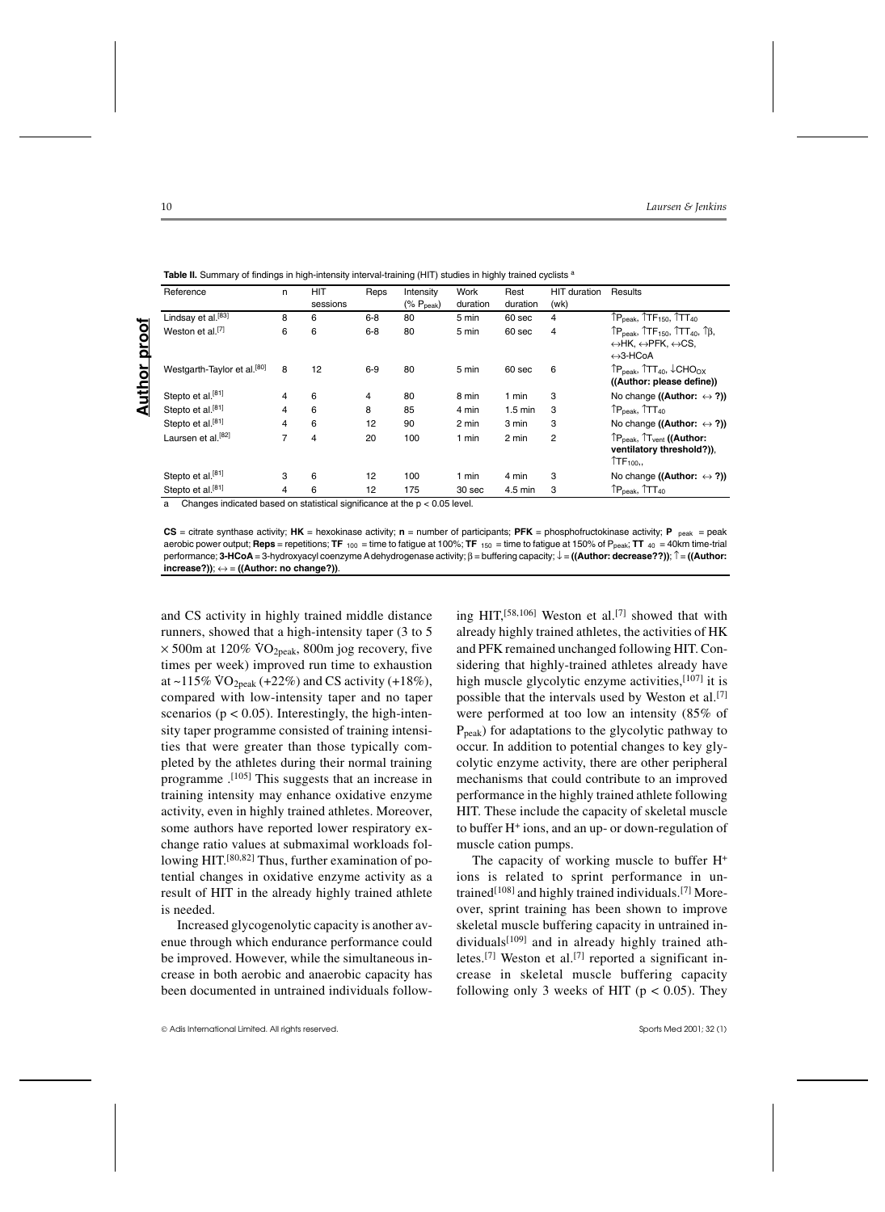**Table II.** Summary of findings in high-intensity interval-training (HIT) studies in highly trained cyclists [a]

| Reference | n | HIT sessions | Reps | Intensity (% $P_{peak}$) | Work duration | Rest duration | HIT duration (wk) | Results |
|---|---|---|---|---|---|---|---|---|
| Lindsay et al.[83] | 8 | 6 | 6-8 | 80 | 5 min | 60 sec | 4 | ↑$P_{peak}$, ↑$TF_{150}$, ↑$TT_{40}$ |
| Weston et al.[7] | 6 | 6 | 6-8 | 80 | 5 min | 60 sec | 4 | ↑$P_{peak}$, ↑$TF_{150}$, ↑$TT_{40}$, ↑β, ↔HK, ↔PFK, ↔CS, ↔3-HCoA |
| Westgarth-Taylor et al.[80] | 8 | 12 | 6-9 | 80 | 5 min | 60 sec | 6 | ↑$P_{peak}$, ↑$TT_{40}$, ↓$CHO_{OX}$ **((Author: please define))** |
| Stepto et al.[81] | 4 | 6 | 4 | 80 | 8 min | 1 min | 3 | No change **((Author: ↔ ?))** |
| Stepto et al.[81] | 4 | 6 | 8 | 85 | 4 min | 1.5 min | 3 | ↑$P_{peak}$, ↑$TT_{40}$ |
| Stepto et al.[81] | 4 | 6 | 12 | 90 | 2 min | 3 min | 3 | No change **((Author: ↔ ?))** |
| Laursen et al.[82] | 7 | 4 | 20 | 100 | 1 min | 2 min | 2 | ↑$P_{peak}$, ↑$T_{vent}$ **((Author: ventilatory threshold?))**, ↑$TF_{100}$, |
| Stepto et al.[81] | 3 | 6 | 12 | 100 | 1 min | 4 min | 3 | No change **((Author: ↔ ?))** |
| Stepto et al.[81] | 4 | 6 | 12 | 175 | 30 sec | 4.5 min | 3 | ↑$P_{peak}$, ↑$TT_{40}$ |

a Changes indicated based on statistical significance at the $p < 0.05$ level.

**CS** = citrate synthase activity; **HK** = hexokinase activity; **n** = number of participants; **PFK** = phosphofructokinase activity; $\mathbf{P_{peak}}$ = peak aerobic power output; **Reps** = repetitions; $\mathbf{TF_{100}}$ = time to fatigue at 100%; $\mathbf{TF_{150}}$ = time to fatigue at 150% of $P_{peak}$; $\mathbf{TT_{40}}$ = 40km time-trial performance; **3-HCoA** = 3-hydroxyacyl coenzyme A dehydrogenase activity; β = buffering capacity; ↓ = **((Author: decrease??))**; ↑ = **((Author: increase?))**; ↔ = **((Author: no change?))**.

and CS activity in highly trained middle distance runners, showed that a high-intensity taper (3 to 5 × 500m at 120% $\dot{V}O_{2peak}$, 800m jog recovery, five times per week) improved run time to exhaustion at ~115% $\dot{V}O_{2peak}$ (+22%) and CS activity (+18%), compared with low-intensity taper and no taper scenarios ($p < 0.05$). Interestingly, the high-intensity taper programme consisted of training intensities that were greater than those typically completed by the athletes during their normal training programme .[105] This suggests that an increase in training intensity may enhance oxidative enzyme activity, even in highly trained athletes. Moreover, some authors have reported lower respiratory exchange ratio values at submaximal workloads following HIT.[80,82] Thus, further examination of potential changes in oxidative enzyme activity as a result of HIT in the already highly trained athlete is needed.

Increased glycogenolytic capacity is another avenue through which endurance performance could be improved. However, while the simultaneous increase in both aerobic and anaerobic capacity has been documented in untrained individuals following HIT,[58,106] Weston et al.[7] showed that with already highly trained athletes, the activities of HK and PFK remained unchanged following HIT. Considering that highly-trained athletes already have high muscle glycolytic enzyme activities,[107] it is possible that the intervals used by Weston et al.[7] were performed at too low an intensity (85% of $P_{peak}$) for adaptations to the glycolytic pathway to occur. In addition to potential changes to key glycolytic enzyme activity, there are other peripheral mechanisms that could contribute to an improved performance in the highly trained athlete following HIT. These include the capacity of skeletal muscle to buffer $H^+$ ions, and an up- or down-regulation of muscle cation pumps.

The capacity of working muscle to buffer $H^+$ ions is related to sprint performance in untrained[108] and highly trained individuals.[7] Moreover, sprint training has been shown to improve skeletal muscle buffering capacity in untrained individuals[109] and in already highly trained athletes.[7] Weston et al.[7] reported a significant increase in skeletal muscle buffering capacity following only 3 weeks of HIT ($p < 0.05$). They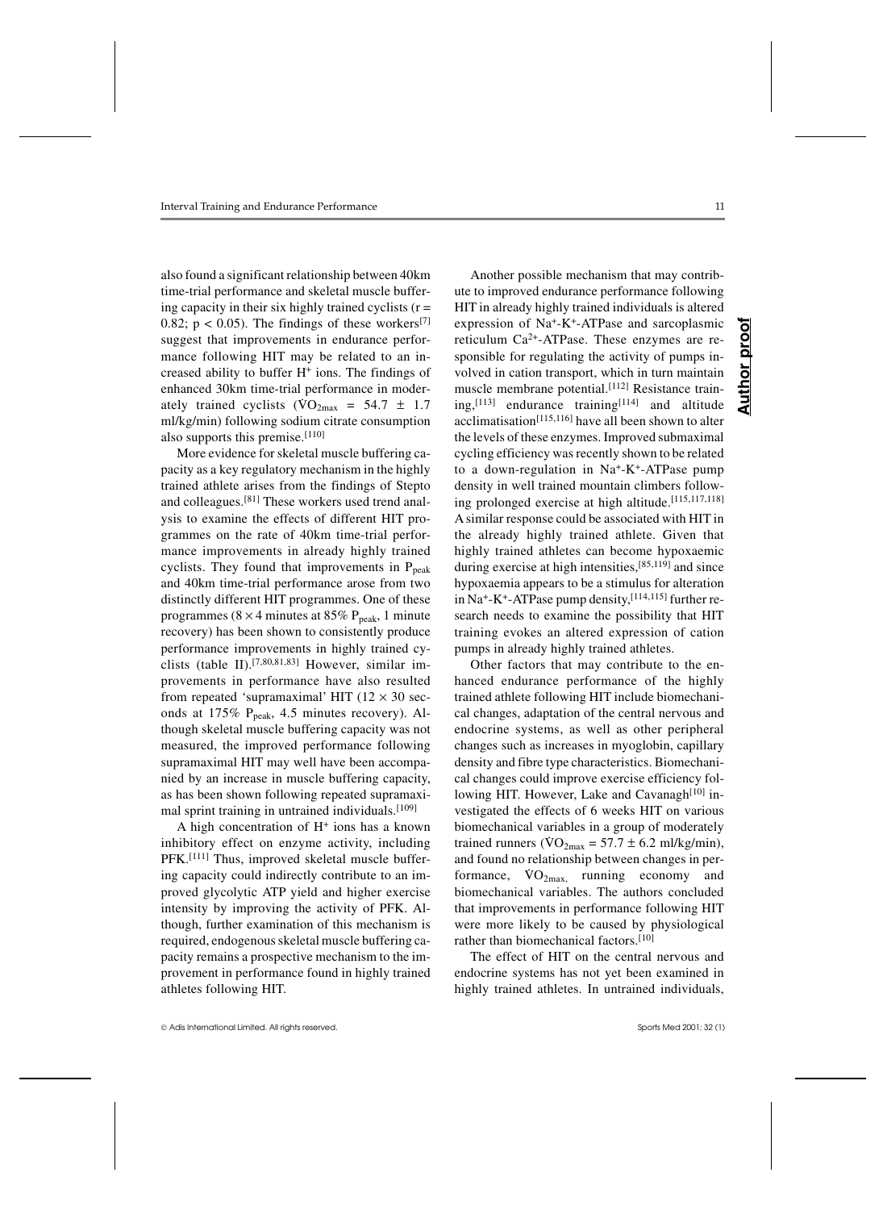also found a significant relationship between 40km time-trial performance and skeletal muscle buffering capacity in their six highly trained cyclists ($r = 0.82$; $p < 0.05$). The findings of these workers[7] suggest that improvements in endurance performance following HIT may be related to an increased ability to buffer $H^+$ ions. The findings of enhanced 30km time-trial performance in moderately trained cyclists ($\dot{V}O_{2max} = 54.7 \pm 1.7$ ml/kg/min) following sodium citrate consumption also supports this premise.[110]

More evidence for skeletal muscle buffering capacity as a key regulatory mechanism in the highly trained athlete arises from the findings of Stepto and colleagues.[81] These workers used trend analysis to examine the effects of different HIT programmes on the rate of 40km time-trial performance improvements in already highly trained cyclists. They found that improvements in $P_{peak}$ and 40km time-trial performance arose from two distinctly different HIT programmes. One of these programmes ($8 \times 4$ minutes at 85% $P_{peak}$, 1 minute recovery) has been shown to consistently produce performance improvements in highly trained cyclists (table II).[7,80,81,83] However, similar improvements in performance have also resulted from repeated 'supramaximal' HIT ($12 \times 30$ seconds at 175% $P_{peak}$, 4.5 minutes recovery). Although skeletal muscle buffering capacity was not measured, the improved performance following supramaximal HIT may well have been accompanied by an increase in muscle buffering capacity, as has been shown following repeated supramaximal sprint training in untrained individuals.[109]

A high concentration of $H^+$ ions has a known inhibitory effect on enzyme activity, including PFK.[111] Thus, improved skeletal muscle buffering capacity could indirectly contribute to an improved glycolytic ATP yield and higher exercise intensity by improving the activity of PFK. Although, further examination of this mechanism is required, endogenous skeletal muscle buffering capacity remains a prospective mechanism to the improvement in performance found in highly trained athletes following HIT.

Another possible mechanism that may contribute to improved endurance performance following HIT in already highly trained individuals is altered expression of $Na^+$-$K^+$-ATPase and sarcoplasmic reticulum $Ca^{2+}$-ATPase. These enzymes are responsible for regulating the activity of pumps involved in cation transport, which in turn maintain muscle membrane potential.[112] Resistance training,[113] endurance training[114] and altitude acclimatisation[115,116] have all been shown to alter the levels of these enzymes. Improved submaximal cycling efficiency was recently shown to be related to a down-regulation in $Na^+$-$K^+$-ATPase pump density in well trained mountain climbers following prolonged exercise at high altitude.[115,117,118] A similar response could be associated with HIT in the already highly trained athlete. Given that highly trained athletes can become hypoxaemic during exercise at high intensities,[85,119] and since hypoxaemia appears to be a stimulus for alteration in $Na^+$-$K^+$-ATPase pump density,[114,115] further research needs to examine the possibility that HIT training evokes an altered expression of cation pumps in already highly trained athletes.

Other factors that may contribute to the enhanced endurance performance of the highly trained athlete following HIT include biomechanical changes, adaptation of the central nervous and endocrine systems, as well as other peripheral changes such as increases in myoglobin, capillary density and fibre type characteristics. Biomechanical changes could improve exercise efficiency following HIT. However, Lake and Cavanagh[10] investigated the effects of 6 weeks HIT on various biomechanical variables in a group of moderately trained runners ($\dot{V}O_{2max} = 57.7 \pm 6.2$ ml/kg/min), and found no relationship between changes in performance, $\dot{V}O_{2max}$, running economy and biomechanical variables. The authors concluded that improvements in performance following HIT were more likely to be caused by physiological rather than biomechanical factors.[10]

The effect of HIT on the central nervous and endocrine systems has not yet been examined in highly trained athletes. In untrained individuals,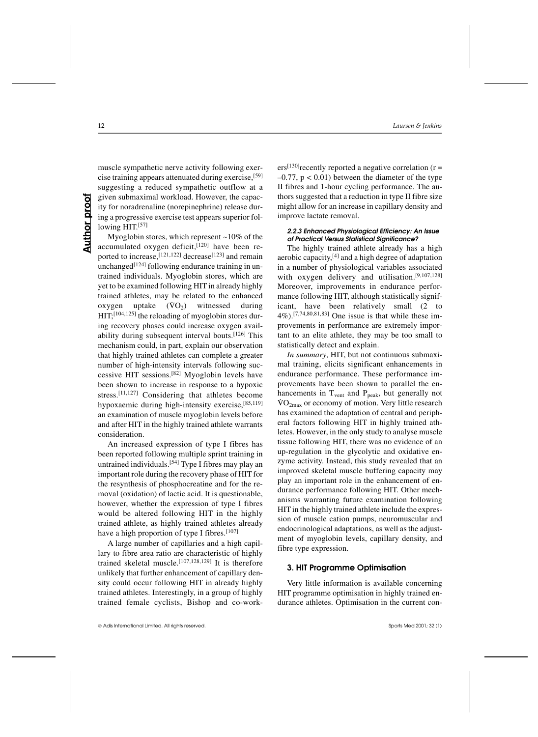muscle sympathetic nerve activity following exercise training appears attenuated during exercise,[59] suggesting a reduced sympathetic outflow at a given submaximal workload. However, the capacity for noradrenaline (norepinephrine) release during a progressive exercise test appears superior following HIT.[57]

Myoglobin stores, which represent ~10% of the accumulated oxygen deficit,[120] have been reported to increase,[121,122] decrease[123] and remain unchanged[124] following endurance training in untrained individuals. Myoglobin stores, which are yet to be examined following HIT in already highly trained athletes, may be related to the enhanced oxygen uptake ($\dot{V}O_2$) witnessed during HIT;[104,125] the reloading of myoglobin stores during recovery phases could increase oxygen availability during subsequent interval bouts.[126] This mechanism could, in part, explain our observation that highly trained athletes can complete a greater number of high-intensity intervals following successive HIT sessions.[82] Myoglobin levels have been shown to increase in response to a hypoxic stress.[11,127] Considering that athletes become hypoxaemic during high-intensity exercise,[85,119] an examination of muscle myoglobin levels before and after HIT in the highly trained athlete warrants consideration.

An increased expression of type I fibres has been reported following multiple sprint training in untrained individuals.[54] Type I fibres may play an important role during the recovery phase of HIT for the resynthesis of phosphocreatine and for the removal (oxidation) of lactic acid. It is questionable, however, whether the expression of type I fibres would be altered following HIT in the highly trained athlete, as highly trained athletes already have a high proportion of type I fibres.[107]

A large number of capillaries and a high capillary to fibre area ratio are characteristic of highly trained skeletal muscle.[107,128,129] It is therefore unlikely that further enhancement of capillary density could occur following HIT in already highly trained athletes. Interestingly, in a group of highly trained female cyclists, Bishop and co-workers[130] recently reported a negative correlation ($r = -0.77$, $p < 0.01$) between the diameter of the type II fibres and 1-hour cycling performance. The authors suggested that a reduction in type II fibre size might allow for an increase in capillary density and improve lactate removal.

#### 2.2.3 Enhanced Physiological Efficiency: An Issue of Practical Versus Statistical Significance?

The highly trained athlete already has a high aerobic capacity,[4] and a high degree of adaptation in a number of physiological variables associated with oxygen delivery and utilisation.[9,107,128] Moreover, improvements in endurance performance following HIT, although statistically significant, have been relatively small (2 to 4%).[7,74,80,81,83] One issue is that while these improvements in performance are extremely important to an elite athlete, they may be too small to statistically detect and explain.

*In summary*, HIT, but not continuous submaximal training, elicits significant enhancements in endurance performance. These performance improvements have been shown to parallel the enhancements in $T_{vent}$ and $P_{peak}$, but generally not $\dot{V}O_{2max}$ or economy of motion. Very little research has examined the adaptation of central and peripheral factors following HIT in highly trained athletes. However, in the only study to analyse muscle tissue following HIT, there was no evidence of an up-regulation in the glycolytic and oxidative enzyme activity. Instead, this study revealed that an improved skeletal muscle buffering capacity may play an important role in the enhancement of endurance performance following HIT. Other mechanisms warranting future examination following HIT in the highly trained athlete include the expression of muscle cation pumps, neuromuscular and endocrinological adaptations, as well as the adjustment of myoglobin levels, capillary density, and fibre type expression.

## 3. HIT Programme Optimisation

Very little information is available concerning HIT programme optimisation in highly trained endurance athletes. Optimisation in the current con-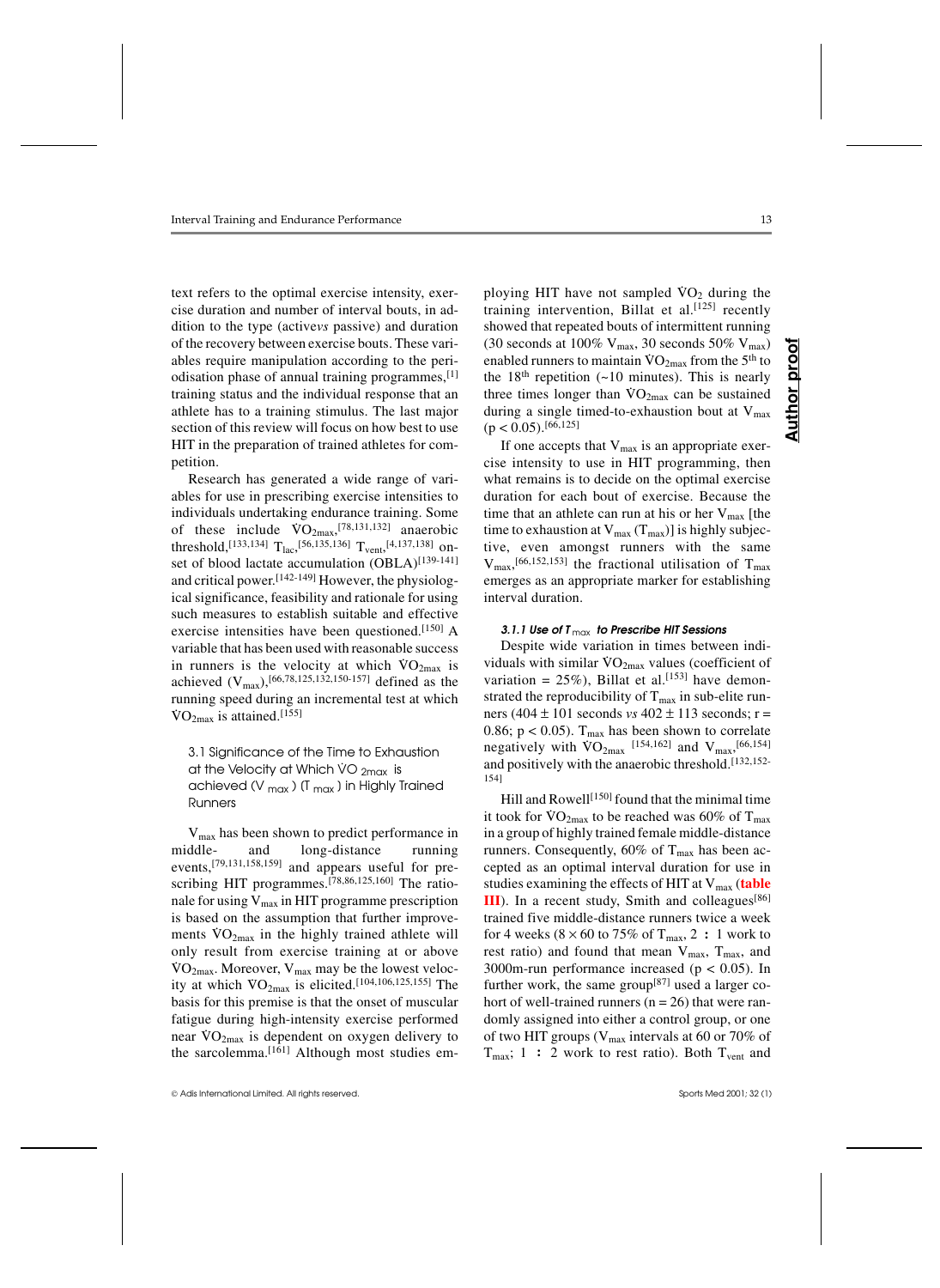text refers to the optimal exercise intensity, exercise duration and number of interval bouts, in addition to the type (active *vs* passive) and duration of the recovery between exercise bouts. These variables require manipulation according to the periodisation phase of annual training programmes,[1] training status and the individual response that an athlete has to a training stimulus. The last major section of this review will focus on how best to use HIT in the preparation of trained athletes for competition.

Research has generated a wide range of variables for use in prescribing exercise intensities to individuals undertaking endurance training. Some of these include $\dot{V}O_{2max}$,[78,131,132] anaerobic threshold,[133,134] $T_{lac}$,[56,135,136] $T_{vent}$,[4,137,138] onset of blood lactate accumulation (OBLA)[139-141] and critical power.[142-149] However, the physiological significance, feasibility and rationale for using such measures to establish suitable and effective exercise intensities have been questioned.[150] A variable that has been used with reasonable success in runners is the velocity at which $\dot{V}O_{2max}$ is achieved ($V_{max}$),[66,78,125,132,150-157] defined as the running speed during an incremental test at which $\dot{V}O_{2max}$ is attained.[155]

### 3.1 Significance of the Time to Exhaustion at the Velocity at Which $\dot{V}O_{2max}$ is achieved ($V_{max}$) ($T_{max}$) in Highly Trained Runners

$V_{max}$ has been shown to predict performance in middle- and long-distance running events,[79,131,158,159] and appears useful for prescribing HIT programmes.[78,86,125,160] The rationale for using $V_{max}$ in HIT programme prescription is based on the assumption that further improvements $\dot{V}O_{2max}$ in the highly trained athlete will only result from exercise training at or above $\dot{V}O_{2max}$. Moreover, $V_{max}$ may be the lowest velocity at which $\dot{V}O_{2max}$ is elicited.[104,106,125,155] The basis for this premise is that the onset of muscular fatigue during high-intensity exercise performed near $\dot{V}O_{2max}$ is dependent on oxygen delivery to the sarcolemma.[161] Although most studies employing HIT have not sampled $\dot{V}O_2$ during the training intervention, Billat et al.[125] recently showed that repeated bouts of intermittent running (30 seconds at 100% $V_{max}$, 30 seconds 50% $V_{max}$) enabled runners to maintain $\dot{V}O_{2max}$ from the 5th to the 18th repetition (~10 minutes). This is nearly three times longer than $\dot{V}O_{2max}$ can be sustained during a single timed-to-exhaustion bout at $V_{max}$ ($p < 0.05$).[66,125]

If one accepts that $V_{max}$ is an appropriate exercise intensity to use in HIT programming, then what remains is to decide on the optimal exercise duration for each bout of exercise. Because the time that an athlete can run at his or her $V_{max}$ [the time to exhaustion at $V_{max}$ ($T_{max}$)] is highly subjective, even amongst runners with the same $V_{max}$,[66,152,153] the fractional utilisation of $T_{max}$ emerges as an appropriate marker for establishing interval duration.

#### *3.1.1 Use of $T_{max}$ to Prescribe HIT Sessions*

Despite wide variation in times between individuals with similar $\dot{V}O_{2max}$ values (coefficient of variation = 25%), Billat et al.[153] have demonstrated the reproducibility of $T_{max}$ in sub-elite runners (404 ± 101 seconds *vs* 402 ± 113 seconds; r = 0.86; $p < 0.05$). $T_{max}$ has been shown to correlate negatively with $\dot{V}O_{2max}$ [154,162] and $V_{max}$,[66,154] and positively with the anaerobic threshold.[132,152-154]

Hill and Rowell[150] found that the minimal time it took for $\dot{V}O_{2max}$ to be reached was 60% of $T_{max}$ in a group of highly trained female middle-distance runners. Consequently, 60% of $T_{max}$ has been accepted as an optimal interval duration for use in studies examining the effects of HIT at $V_{max}$ (**table III**). In a recent study, Smith and colleagues[86] trained five middle-distance runners twice a week for 4 weeks (8 × 60 to 75% of $T_{max}$, 2 : 1 work to rest ratio) and found that mean $V_{max}$, $T_{max}$, and 3000m-run performance increased ($p < 0.05$). In further work, the same group[87] used a larger cohort of well-trained runners (n = 26) that were randomly assigned into either a control group, or one of two HIT groups ($V_{max}$ intervals at 60 or 70% of $T_{max}$; 1 : 2 work to rest ratio). Both $T_{vent}$ and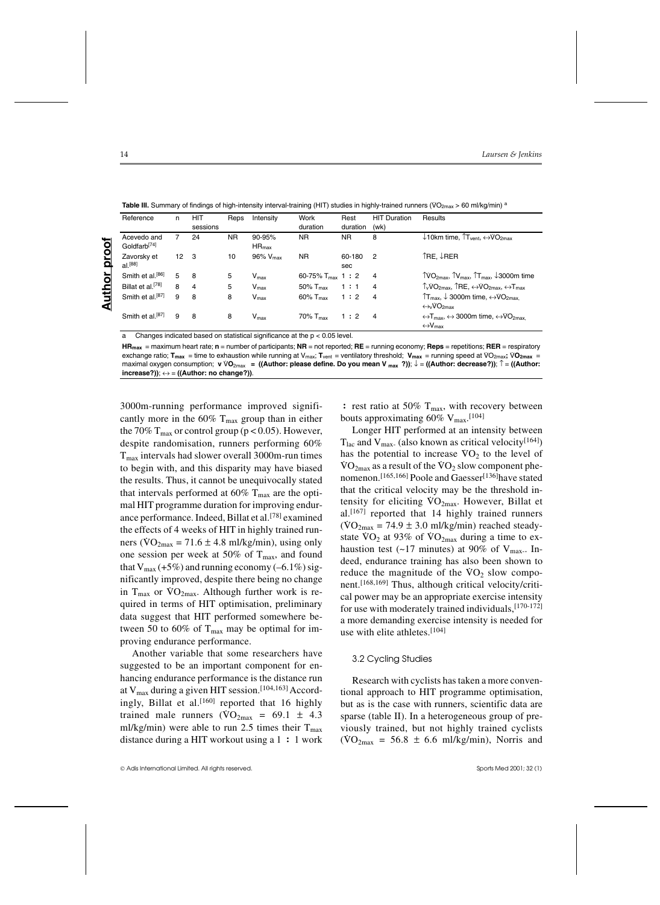**Table III.** Summary of findings of high-intensity interval-training (HIT) studies in highly-trained runners ($\dot{V}O_{2max}$ > 60 ml/kg/min) a

| Reference | n | HIT sessions | Reps | Intensity | Work duration | Rest duration | HIT Duration (wk) | Results |
|---|---|---|---|---|---|---|---|---|
| Acevedo and Goldfarb[74] | 7 | 24 | NR | 90-95% $HR_{max}$ | NR | NR | 8 | ↓10km time, ↑$T_{vent}$, ↔$\dot{V}O_{2max}$ |
| Zavorsky et al.[88] | 12 | 3 | 10 | 96% $V_{max}$ | NR | 60-180 sec | 2 | ↑RE, ↓RER |
| Smith et al.[86] | 5 | 8 | 5 | $V_{max}$ | 60-75% $T_{max}$ | 1 : 2 | 4 | ↑$\dot{V}O_{2max}$, ↑$V_{max}$, ↑$T_{max}$, ↓3000m time |
| Billat et al.[78] | 8 | 4 | 5 | $V_{max}$ | 50% $T_{max}$ | 1 : 1 | 4 | ↑$_v\dot{V}O_{2max}$, ↑RE, ↔$\dot{V}O_{2max}$, ↔$T_{max}$ |
| Smith et al.[87] | 9 | 8 | 8 | $V_{max}$ | 60% $T_{max}$ | 1 : 2 | 4 | ↑$T_{max}$, ↓ 3000m time, ↔$\dot{V}O_{2max,}$ ↔$_v\dot{V}O_{2max}$ |
| Smith et al.[87] | 9 | 8 | 8 | $V_{max}$ | 70% $T_{max}$ | 1 : 2 | 4 | ↔$T_{max}$, ↔ 3000m time, ↔$\dot{V}O_{2max,}$ ↔$V_{max}$ |

a Changes indicated based on statistical significance at the $p < 0.05$ level.

**$HR_{max}$** = maximum heart rate; **n** = number of participants; **NR** = not reported; **RE** = running economy; **Reps** = repetitions; **RER** = respiratory exchange ratio; **$T_{max}$** = time to exhaustion while running at $V_{max}$; **$T_{vent}$** = ventilatory threshold; **$V_{max}$** = running speed at $\dot{V}O_{2max}$; **$\dot{V}O_{2max}$** = maximal oxygen consumption; **v $\dot{V}O_{2max}$ = ((Author: please define. Do you mean $V_{max}$ ?))**; ↓ = **((Author: decrease?))**; ↑ = **((Author: increase?))**; ↔ = **((Author: no change?))**.

3000m-running performance improved significantly more in the 60% $T_{max}$ group than in either the 70% $T_{max}$ or control group ($p < 0.05$). However, despite randomisation, runners performing 60% $T_{max}$ intervals had slower overall 3000m-run times to begin with, and this disparity may have biased the results. Thus, it cannot be unequivocally stated that intervals performed at 60% $T_{max}$ are the optimal HIT programme duration for improving endurance performance. Indeed, Billat et al.[78] examined the effects of 4 weeks of HIT in highly trained runners ($\dot{V}O_{2max}$ = 71.6 ± 4.8 ml/kg/min), using only one session per week at 50% of $T_{max}$, and found that $V_{max}$ (+5%) and running economy (–6.1%) significantly improved, despite there being no change in $T_{max}$ or $\dot{V}O_{2max}$. Although further work is required in terms of HIT optimisation, preliminary data suggest that HIT performed somewhere between 50 to 60% of $T_{max}$ may be optimal for improving endurance performance.

Another variable that some researchers have suggested to be an important component for enhancing endurance performance is the distance run at $V_{max}$ during a given HIT session.[104,163] Accordingly, Billat et al.[160] reported that 16 highly trained male runners ($\dot{V}O_{2max}$ = 69.1 ± 4.3 ml/kg/min) were able to run 2.5 times their $T_{max}$ distance during a HIT workout using a 1 : 1 work : rest ratio at 50% $T_{max}$, with recovery between bouts approximating 60% $V_{max}$.[104]

Longer HIT performed at an intensity between $T_{lac}$ and $V_{max}$. (also known as critical velocity[164]) has the potential to increase $\dot{V}O_2$ to the level of $\dot{V}O_{2max}$ as a result of the $\dot{V}O_2$ slow component phenomenon.[165,166] Poole and Gaesser[136] have stated that the critical velocity may be the threshold intensity for eliciting $\dot{V}O_{2max}$. However, Billat et al.[167] reported that 14 highly trained runners ($\dot{V}O_{2max}$ = 74.9 ± 3.0 ml/kg/min) reached steady-state $\dot{V}O_2$ at 93% of $\dot{V}O_{2max}$ during a time to exhaustion test (~17 minutes) at 90% of $V_{max}$. Indeed, endurance training has also been shown to reduce the magnitude of the $\dot{V}O_2$ slow component.[168,169] Thus, although critical velocity/critical power may be an appropriate exercise intensity for use with moderately trained individuals,[170-172] a more demanding exercise intensity is needed for use with elite athletes.[104]

### 3.2 Cycling Studies

Research with cyclists has taken a more conventional approach to HIT programme optimisation, but as is the case with runners, scientific data are sparse (table II). In a heterogeneous group of previously trained, but not highly trained cyclists ($\dot{V}O_{2max}$ = 56.8 ± 6.6 ml/kg/min), Norris and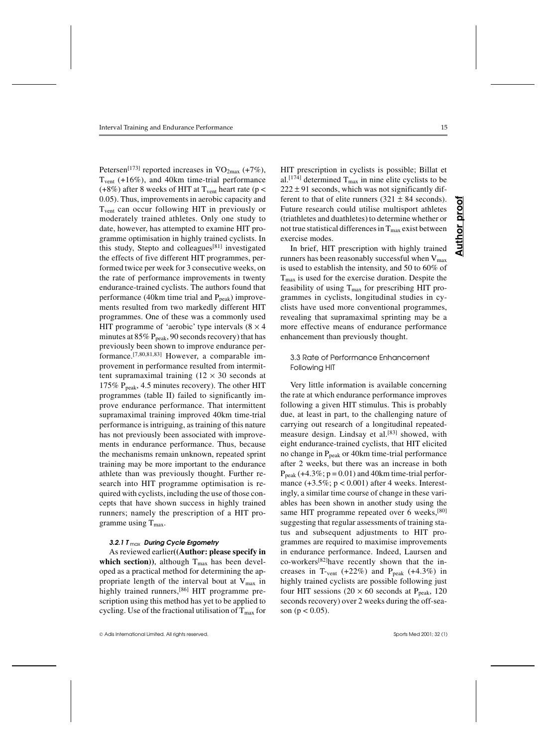Petersen[173] reported increases in $\dot{V}O_{2max}$ (+7%), $T_{vent}$ (+16%), and 40km time-trial performance (+8%) after 8 weeks of HIT at $T_{vent}$ heart rate ($p < 0.05$). Thus, improvements in aerobic capacity and $T_{vent}$ can occur following HIT in previously or moderately trained athletes. Only one study to date, however, has attempted to examine HIT programme optimisation in highly trained cyclists. In this study, Stepto and colleagues[81] investigated the effects of five different HIT programmes, performed twice per week for 3 consecutive weeks, on the rate of performance improvements in twenty endurance-trained cyclists. The authors found that performance (40km time trial and $P_{peak}$) improvements resulted from two markedly different HIT programmes. One of these was a commonly used HIT programme of 'aerobic' type intervals (8 × 4 minutes at 85% $P_{peak}$, 90 seconds recovery) that has previously been shown to improve endurance performance.[7,80,81,83] However, a comparable improvement in performance resulted from intermittent supramaximal training (12 × 30 seconds at 175% $P_{peak}$, 4.5 minutes recovery). The other HIT programmes (table II) failed to significantly improve endurance performance. That intermittent supramaximal training improved 40km time-trial performance is intriguing, as training of this nature has not previously been associated with improvements in endurance performance. Thus, because the mechanisms remain unknown, repeated sprint training may be more important to the endurance athlete than was previously thought. Further research into HIT programme optimisation is required with cyclists, including the use of those concepts that have shown success in highly trained runners; namely the prescription of a HIT programme using $T_{max}$.

#### 3.2.1 $T_{max}$ During Cycle Ergometry

As reviewed earlier**((Author: please specify in which section))**, although $T_{max}$ has been developed as a practical method for determining the appropriate length of the interval bout at $V_{max}$ in highly trained runners,[86] HIT programme prescription using this method has yet to be applied to cycling. Use of the fractional utilisation of $T_{max}$ for HIT prescription in cyclists is possible; Billat et al.[174] determined $T_{max}$ in nine elite cyclists to be 222 ± 91 seconds, which was not significantly different to that of elite runners (321 ± 84 seconds). Future research could utilise multisport athletes (triathletes and duathletes) to determine whether or not true statistical differences in $T_{max}$ exist between exercise modes.

In brief, HIT prescription with highly trained runners has been reasonably successful when $V_{max}$ is used to establish the intensity, and 50 to 60% of $T_{max}$ is used for the exercise duration. Despite the feasibility of using $T_{max}$ for prescribing HIT programmes in cyclists, longitudinal studies in cyclists have used more conventional programmes, revealing that supramaximal sprinting may be a more effective means of endurance performance enhancement than previously thought.

### 3.3 Rate of Performance Enhancement Following HIT

Very little information is available concerning the rate at which endurance performance improves following a given HIT stimulus. This is probably due, at least in part, to the challenging nature of carrying out research of a longitudinal repeated-measure design. Lindsay et al.[83] showed, with eight endurance-trained cyclists, that HIT elicited no change in $P_{peak}$ or 40km time-trial performance after 2 weeks, but there was an increase in both $P_{peak}$ (+4.3%; $p = 0.01$) and 40km time-trial performance (+3.5%; $p < 0.001$) after 4 weeks. Interestingly, a similar time course of change in these variables has been shown in another study using the same HIT programme repeated over 6 weeks,[80] suggesting that regular assessments of training status and subsequent adjustments to HIT programmes are required to maximise improvements in endurance performance. Indeed, Laursen and co-workers[82]have recently shown that the increases in $T_{vent}$ (+22%) and $P_{peak}$ (+4.3%) in highly trained cyclists are possible following just four HIT sessions (20 × 60 seconds at $P_{peak}$, 120 seconds recovery) over 2 weeks during the off-season ($p < 0.05$).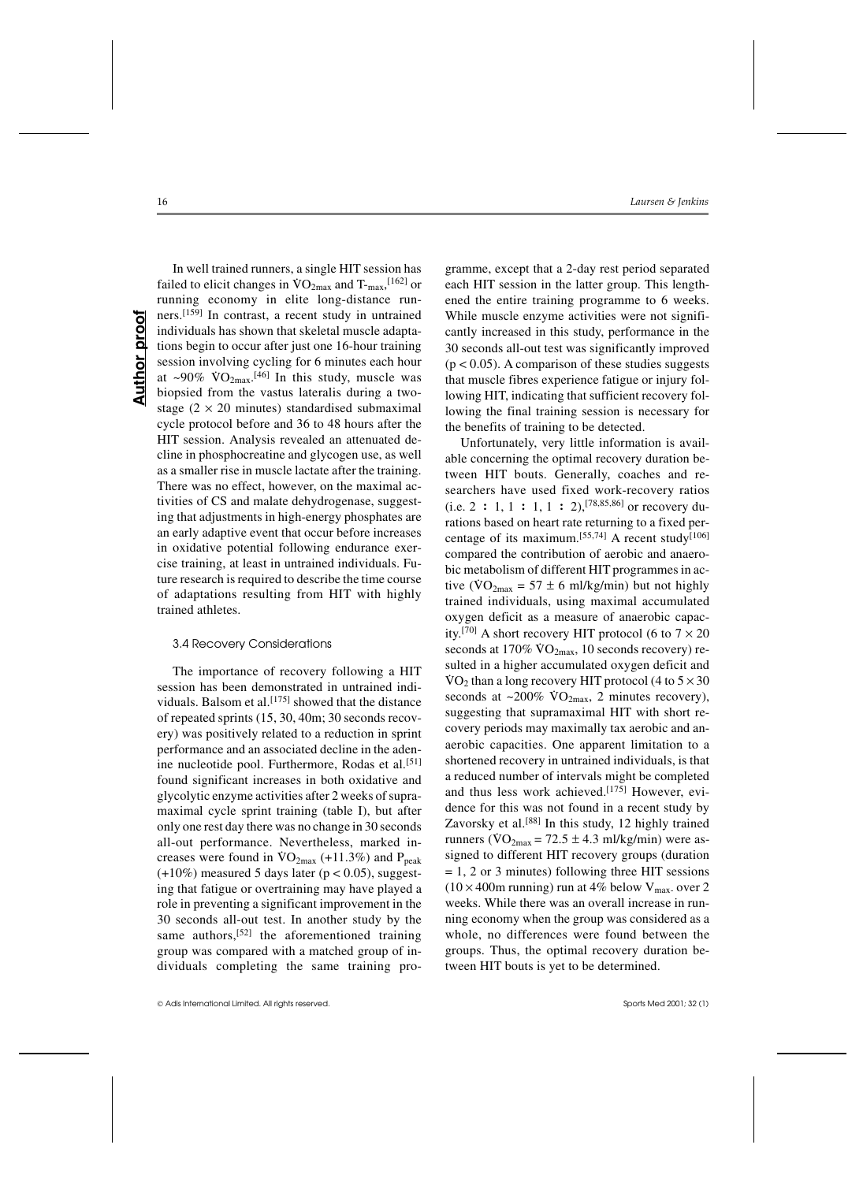In well trained runners, a single HIT session has failed to elicit changes in $\dot{V}O_{2max}$ and $T_{-max}$,[162] or running economy in elite long-distance runners.[159] In contrast, a recent study in untrained individuals has shown that skeletal muscle adaptations begin to occur after just one 16-hour training session involving cycling for 6 minutes each hour at ~90% $\dot{V}O_{2max}$.[46] In this study, muscle was biopsied from the vastus lateralis during a two-stage (2 × 20 minutes) standardised submaximal cycle protocol before and 36 to 48 hours after the HIT session. Analysis revealed an attenuated decline in phosphocreatine and glycogen use, as well as a smaller rise in muscle lactate after the training. There was no effect, however, on the maximal activities of CS and malate dehydrogenase, suggesting that adjustments in high-energy phosphates are an early adaptive event that occur before increases in oxidative potential following endurance exercise training, at least in untrained individuals. Future research is required to describe the time course of adaptations resulting from HIT with highly trained athletes.

### 3.4 Recovery Considerations

The importance of recovery following a HIT session has been demonstrated in untrained individuals. Balsom et al.[175] showed that the distance of repeated sprints (15, 30, 40m; 30 seconds recovery) was positively related to a reduction in sprint performance and an associated decline in the adenine nucleotide pool. Furthermore, Rodas et al.[51] found significant increases in both oxidative and glycolytic enzyme activities after 2 weeks of supramaximal cycle sprint training (table I), but after only one rest day there was no change in 30 seconds all-out performance. Nevertheless, marked increases were found in $\dot{V}O_{2max}$ (+11.3%) and $P_{peak}$ (+10%) measured 5 days later ($p < 0.05$), suggesting that fatigue or overtraining may have played a role in preventing a significant improvement in the 30 seconds all-out test. In another study by the same authors,[52] the aforementioned training group was compared with a matched group of individuals completing the same training programme, except that a 2-day rest period separated each HIT session in the latter group. This lengthened the entire training programme to 6 weeks. While muscle enzyme activities were not significantly increased in this study, performance in the 30 seconds all-out test was significantly improved ($p < 0.05$). A comparison of these studies suggests that muscle fibres experience fatigue or injury following HIT, indicating that sufficient recovery following the final training session is necessary for the benefits of training to be detected.

Unfortunately, very little information is available concerning the optimal recovery duration between HIT bouts. Generally, coaches and researchers have used fixed work-recovery ratios (i.e. 2 : 1, 1 : 1, 1 : 2),[78,85,86] or recovery durations based on heart rate returning to a fixed percentage of its maximum.[55,74] A recent study[106] compared the contribution of aerobic and anaerobic metabolism of different HIT programmes in active ($\dot{V}O_{2max}$ = 57 ± 6 ml/kg/min) but not highly trained individuals, using maximal accumulated oxygen deficit as a measure of anaerobic capacity.[70] A short recovery HIT protocol (6 to 7 × 20 seconds at 170% $\dot{V}O_{2max}$, 10 seconds recovery) resulted in a higher accumulated oxygen deficit and $\dot{V}O_2$ than a long recovery HIT protocol (4 to 5 × 30 seconds at ~200% $\dot{V}O_{2max}$, 2 minutes recovery), suggesting that supramaximal HIT with short recovery periods may maximally tax aerobic and anaerobic capacities. One apparent limitation to a shortened recovery in untrained individuals, is that a reduced number of intervals might be completed and thus less work achieved.[175] However, evidence for this was not found in a recent study by Zavorsky et al.[88] In this study, 12 highly trained runners ($\dot{V}O_{2max}$ = 72.5 ± 4.3 ml/kg/min) were assigned to different HIT recovery groups (duration = 1, 2 or 3 minutes) following three HIT sessions (10 × 400m running) run at 4% below $V_{max}$. over 2 weeks. While there was an overall increase in running economy when the group was considered as a whole, no differences were found between the groups. Thus, the optimal recovery duration between HIT bouts is yet to be determined.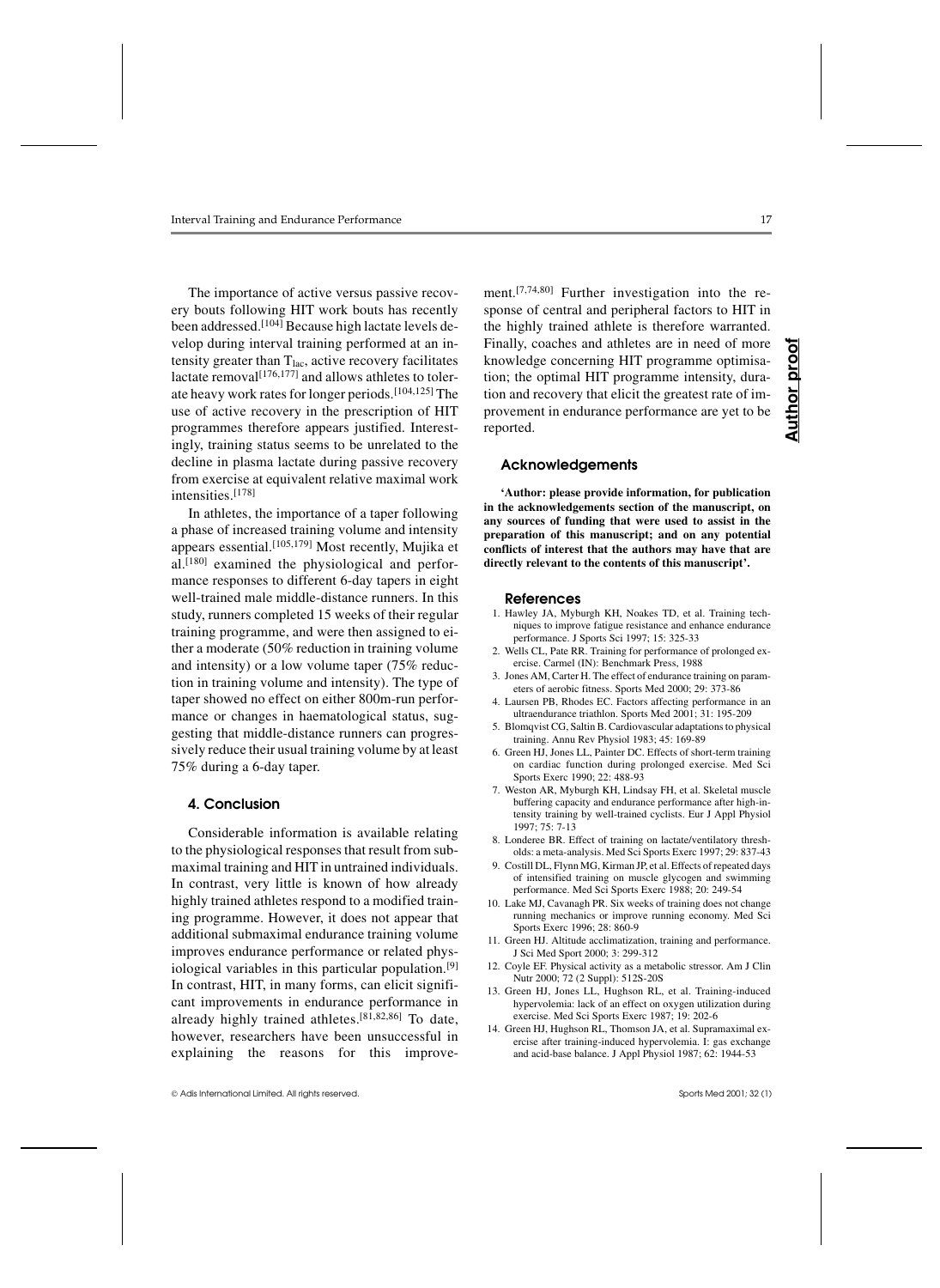The importance of active versus passive recovery bouts following HIT work bouts has recently been addressed.[104] Because high lactate levels develop during interval training performed at an intensity greater than $T_{lac}$, active recovery facilitates lactate removal[176,177] and allows athletes to tolerate heavy work rates for longer periods.[104,125] The use of active recovery in the prescription of HIT programmes therefore appears justified. Interestingly, training status seems to be unrelated to the decline in plasma lactate during passive recovery from exercise at equivalent relative maximal work intensities.[178]

In athletes, the importance of a taper following a phase of increased training volume and intensity appears essential.[105,179] Most recently, Mujika et al.[180] examined the physiological and performance responses to different 6-day tapers in eight well-trained male middle-distance runners. In this study, runners completed 15 weeks of their regular training programme, and were then assigned to either a moderate (50% reduction in training volume and intensity) or a low volume taper (75% reduction in training volume and intensity). The type of taper showed no effect on either 800m-run performance or changes in haematological status, suggesting that middle-distance runners can progressively reduce their usual training volume by at least 75% during a 6-day taper.

## 4. Conclusion

Considerable information is available relating to the physiological responses that result from submaximal training and HIT in untrained individuals. In contrast, very little is known of how already highly trained athletes respond to a modified training programme. However, it does not appear that additional submaximal endurance training volume improves endurance performance or related physiological variables in this particular population.[9] In contrast, HIT, in many forms, can elicit significant improvements in endurance performance in already highly trained athletes.[81,82,86] To date, however, researchers have been unsuccessful in explaining the reasons for this improvement.[7,74,80] Further investigation into the response of central and peripheral factors to HIT in the highly trained athlete is therefore warranted. Finally, coaches and athletes are in need of more knowledge concerning HIT programme optimisation; the optimal HIT programme intensity, duration and recovery that elicit the greatest rate of improvement in endurance performance are yet to be reported.

## Acknowledgements

**'Author: please provide information, for publication in the acknowledgements section of the manuscript, on any sources of funding that were used to assist in the preparation of this manuscript; and on any potential conflicts of interest that the authors may have that are directly relevant to the contents of this manuscript'.**

## References

1. Hawley JA, Myburgh KH, Noakes TD, et al. Training techniques to improve fatigue resistance and enhance endurance performance. J Sports Sci 1997; 15: 325-33
2. Wells CL, Pate RR. Training for performance of prolonged exercise. Carmel (IN): Benchmark Press, 1988
3. Jones AM, Carter H. The effect of endurance training on parameters of aerobic fitness. Sports Med 2000; 29: 373-86
4. Laursen PB, Rhodes EC. Factors affecting performance in an ultraendurance triathlon. Sports Med 2001; 31: 195-209
5. Blomqvist CG, Saltin B. Cardiovascular adaptations to physical training. Annu Rev Physiol 1983; 45: 169-89
6. Green HJ, Jones LL, Painter DC. Effects of short-term training on cardiac function during prolonged exercise. Med Sci Sports Exerc 1990; 22: 488-93
7. Weston AR, Myburgh KH, Lindsay FH, et al. Skeletal muscle buffering capacity and endurance performance after high-intensity training by well-trained cyclists. Eur J Appl Physiol 1997; 75: 7-13
8. Londeree BR. Effect of training on lactate/ventilatory thresholds: a meta-analysis. Med Sci Sports Exerc 1997; 29: 837-43
9. Costill DL, Flynn MG, Kirman JP, et al. Effects of repeated days of intensified training on muscle glycogen and swimming performance. Med Sci Sports Exerc 1988; 20: 249-54
10. Lake MJ, Cavanagh PR. Six weeks of training does not change running mechanics or improve running economy. Med Sci Sports Exerc 1996; 28: 860-9
11. Green HJ. Altitude acclimatization, training and performance. J Sci Med Sport 2000; 3: 299-312
12. Coyle EF. Physical activity as a metabolic stressor. Am J Clin Nutr 2000; 72 (2 Suppl): 512S-20S
13. Green HJ, Jones LL, Hughson RL, et al. Training-induced hypervolemia: lack of an effect on oxygen utilization during exercise. Med Sci Sports Exerc 1987; 19: 202-6
14. Green HJ, Hughson RL, Thomson JA, et al. Supramaximal exercise after training-induced hypervolemia. I: gas exchange and acid-base balance. J Appl Physiol 1987; 62: 1944-53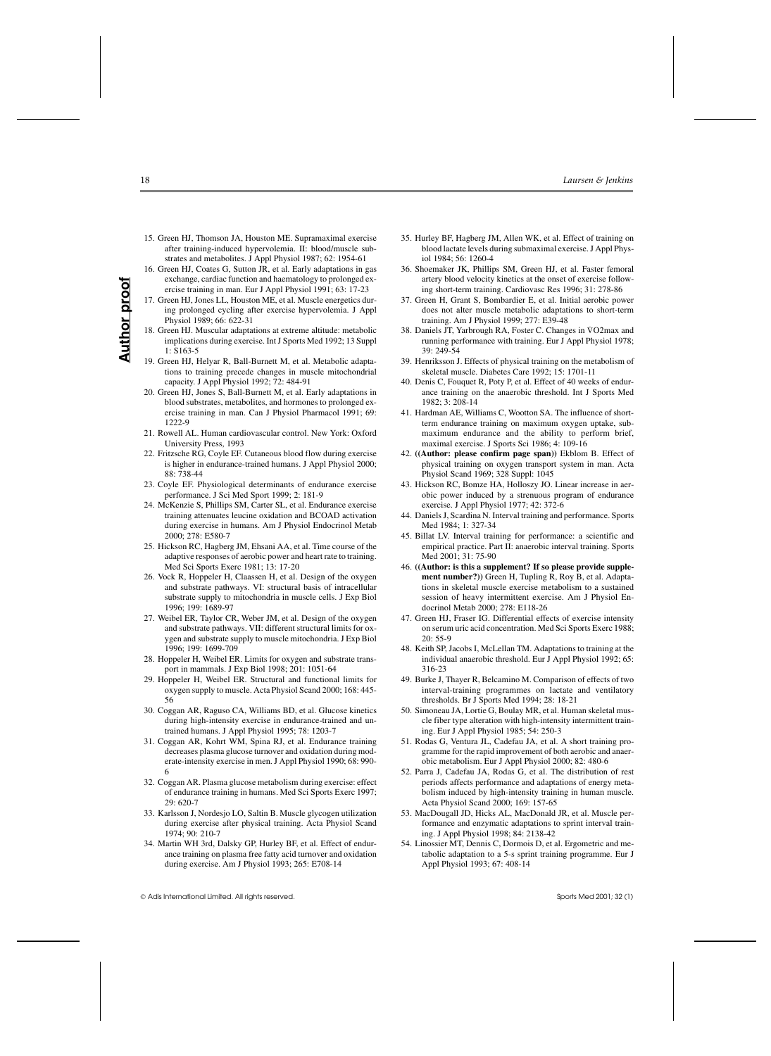15. Green HJ, Thomson JA, Houston ME. Supramaximal exercise after training-induced hypervolemia. II: blood/muscle substrates and metabolites. J Appl Physiol 1987; 62: 1954-61
16. Green HJ, Coates G, Sutton JR, et al. Early adaptations in gas exchange, cardiac function and haematology to prolonged exercise training in man. Eur J Appl Physiol 1991; 63: 17-23
17. Green HJ, Jones LL, Houston ME, et al. Muscle energetics during prolonged cycling after exercise hypervolemia. J Appl Physiol 1989; 66: 622-31
18. Green HJ. Muscular adaptations at extreme altitude: metabolic implications during exercise. Int J Sports Med 1992; 13 Suppl 1: S163-5
19. Green HJ, Helyar R, Ball-Burnett M, et al. Metabolic adaptations to training precede changes in muscle mitochondrial capacity. J Appl Physiol 1992; 72: 484-91
20. Green HJ, Jones S, Ball-Burnett M, et al. Early adaptations in blood substrates, metabolites, and hormones to prolonged exercise training in man. Can J Physiol Pharmacol 1991; 69: 1222-9
21. Rowell AL. Human cardiovascular control. New York: Oxford University Press, 1993
22. Fritzsche RG, Coyle EF. Cutaneous blood flow during exercise is higher in endurance-trained humans. J Appl Physiol 2000; 88: 738-44
23. Coyle EF. Physiological determinants of endurance exercise performance. J Sci Med Sport 1999; 2: 181-9
24. McKenzie S, Phillips SM, Carter SL, et al. Endurance exercise training attenuates leucine oxidation and BCOAD activation during exercise in humans. Am J Physiol Endocrinol Metab 2000; 278: E580-7
25. Hickson RC, Hagberg JM, Ehsani AA, et al. Time course of the adaptive responses of aerobic power and heart rate to training. Med Sci Sports Exerc 1981; 13: 17-20
26. Vock R, Hoppeler H, Claassen H, et al. Design of the oxygen and substrate pathways. VI: structural basis of intracellular substrate supply to mitochondria in muscle cells. J Exp Biol 1996; 199: 1689-97
27. Weibel ER, Taylor CR, Weber JM, et al. Design of the oxygen and substrate pathways. VII: different structural limits for oxygen and substrate supply to muscle mitochondria. J Exp Biol 1996; 199: 1699-709
28. Hoppeler H, Weibel ER. Limits for oxygen and substrate transport in mammals. J Exp Biol 1998; 201: 1051-64
29. Hoppeler H, Weibel ER. Structural and functional limits for oxygen supply to muscle. Acta Physiol Scand 2000; 168: 445-56
30. Coggan AR, Raguso CA, Williams BD, et al. Glucose kinetics during high-intensity exercise in endurance-trained and untrained humans. J Appl Physiol 1995; 78: 1203-7
31. Coggan AR, Kohrt WM, Spina RJ, et al. Endurance training decreases plasma glucose turnover and oxidation during moderate-intensity exercise in men. J Appl Physiol 1990; 68: 990-6
32. Coggan AR. Plasma glucose metabolism during exercise: effect of endurance training in humans. Med Sci Sports Exerc 1997; 29: 620-7
33. Karlsson J, Nordesjo LO, Saltin B. Muscle glycogen utilization during exercise after physical training. Acta Physiol Scand 1974; 90: 210-7
34. Martin WH 3rd, Dalsky GP, Hurley BF, et al. Effect of endurance training on plasma free fatty acid turnover and oxidation during exercise. Am J Physiol 1993; 265: E708-14
35. Hurley BF, Hagberg JM, Allen WK, et al. Effect of training on blood lactate levels during submaximal exercise. J Appl Physiol 1984; 56: 1260-4
36. Shoemaker JK, Phillips SM, Green HJ, et al. Faster femoral artery blood velocity kinetics at the onset of exercise following short-term training. Cardiovasc Res 1996; 31: 278-86
37. Green H, Grant S, Bombardier E, et al. Initial aerobic power does not alter muscle metabolic adaptations to short-term training. Am J Physiol 1999; 277: E39-48
38. Daniels JT, Yarbrough RA, Foster C. Changes in V̇O2max and running performance with training. Eur J Appl Physiol 1978; 39: 249-54
39. Henriksson J. Effects of physical training on the metabolism of skeletal muscle. Diabetes Care 1992; 15: 1701-11
40. Denis C, Fouquet R, Poty P, et al. Effect of 40 weeks of endurance training on the anaerobic threshold. Int J Sports Med 1982; 3: 208-14
41. Hardman AE, Williams C, Wootton SA. The influence of short-term endurance training on maximum oxygen uptake, submaximum endurance and the ability to perform brief, maximal exercise. J Sports Sci 1986; 4: 109-16
42. **((Author: please confirm page span))** Ekblom B. Effect of physical training on oxygen transport system in man. Acta Physiol Scand 1969; 328 Suppl: 1045
43. Hickson RC, Bomze HA, Holloszy JO. Linear increase in aerobic power induced by a strenuous program of endurance exercise. J Appl Physiol 1977; 42: 372-6
44. Daniels J, Scardina N. Interval training and performance. Sports Med 1984; 1: 327-34
45. Billat LV. Interval training for performance: a scientific and empirical practice. Part II: anaerobic interval training. Sports Med 2001; 31: 75-90
46. **((Author: is this a supplement? If so please provide supplement number?))** Green H, Tupling R, Roy B, et al. Adaptations in skeletal muscle exercise metabolism to a sustained session of heavy intermittent exercise. Am J Physiol Endocrinol Metab 2000; 278: E118-26
47. Green HJ, Fraser IG. Differential effects of exercise intensity on serum uric acid concentration. Med Sci Sports Exerc 1988; 20: 55-9
48. Keith SP, Jacobs I, McLellan TM. Adaptations to training at the individual anaerobic threshold. Eur J Appl Physiol 1992; 65: 316-23
49. Burke J, Thayer R, Belcamino M. Comparison of effects of two interval-training programmes on lactate and ventilatory thresholds. Br J Sports Med 1994; 28: 18-21
50. Simoneau JA, Lortie G, Boulay MR, et al. Human skeletal muscle fiber type alteration with high-intensity intermittent training. Eur J Appl Physiol 1985; 54: 250-3
51. Rodas G, Ventura JL, Cadefau JA, et al. A short training programme for the rapid improvement of both aerobic and anaerobic metabolism. Eur J Appl Physiol 2000; 82: 480-6
52. Parra J, Cadefau JA, Rodas G, et al. The distribution of rest periods affects performance and adaptations of energy metabolism induced by high-intensity training in human muscle. Acta Physiol Scand 2000; 169: 157-65
53. MacDougall JD, Hicks AL, MacDonald JR, et al. Muscle performance and enzymatic adaptations to sprint interval training. J Appl Physiol 1998; 84: 2138-42
54. Linossier MT, Dennis C, Dormois D, et al. Ergometric and metabolic adaptation to a 5-s sprint training programme. Eur J Appl Physiol 1993; 67: 408-14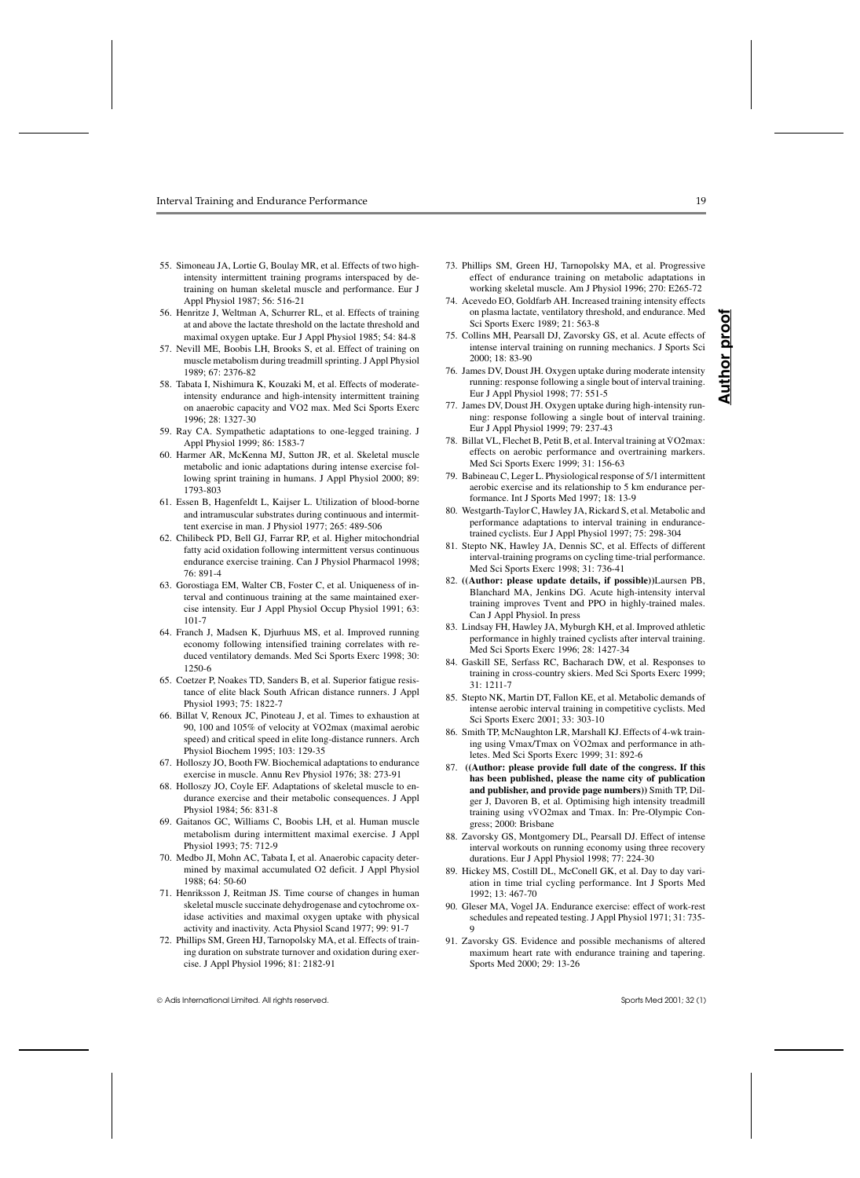55. Simoneau JA, Lortie G, Boulay MR, et al. Effects of two high-intensity intermittent training programs interspaced by detraining on human skeletal muscle and performance. Eur J Appl Physiol 1987; 56: 516-21
56. Henritze J, Weltman A, Schurrer RL, et al. Effects of training at and above the lactate threshold on the lactate threshold and maximal oxygen uptake. Eur J Appl Physiol 1985; 54: 84-8
57. Nevill ME, Boobis LH, Brooks S, et al. Effect of training on muscle metabolism during treadmill sprinting. J Appl Physiol 1989; 67: 2376-82
58. Tabata I, Nishimura K, Kouzaki M, et al. Effects of moderate-intensity endurance and high-intensity intermittent training on anaerobic capacity and VO2 max. Med Sci Sports Exerc 1996; 28: 1327-30
59. Ray CA. Sympathetic adaptations to one-legged training. J Appl Physiol 1999; 86: 1583-7
60. Harmer AR, McKenna MJ, Sutton JR, et al. Skeletal muscle metabolic and ionic adaptations during intense exercise following sprint training in humans. J Appl Physiol 2000; 89: 1793-803
61. Essen B, Hagenfeldt L, Kaijser L. Utilization of blood-borne and intramuscular substrates during continuous and intermittent exercise in man. J Physiol 1977; 265: 489-506
62. Chilibeck PD, Bell GJ, Farrar RP, et al. Higher mitochondrial fatty acid oxidation following intermittent versus continuous endurance exercise training. Can J Physiol Pharmacol 1998; 76: 891-4
63. Gorostiaga EM, Walter CB, Foster C, et al. Uniqueness of interval and continuous training at the same maintained exercise intensity. Eur J Appl Physiol Occup Physiol 1991; 63: 101-7
64. Franch J, Madsen K, Djurhuus MS, et al. Improved running economy following intensified training correlates with reduced ventilatory demands. Med Sci Sports Exerc 1998; 30: 1250-6
65. Coetzer P, Noakes TD, Sanders B, et al. Superior fatigue resistance of elite black South African distance runners. J Appl Physiol 1993; 75: 1822-7
66. Billat V, Renoux JC, Pinoteau J, et al. Times to exhaustion at 90, 100 and 105% of velocity at V̇O2max (maximal aerobic speed) and critical speed in elite long-distance runners. Arch Physiol Biochem 1995; 103: 129-35
67. Holloszy JO, Booth FW. Biochemical adaptations to endurance exercise in muscle. Annu Rev Physiol 1976; 38: 273-91
68. Holloszy JO, Coyle EF. Adaptations of skeletal muscle to endurance exercise and their metabolic consequences. J Appl Physiol 1984; 56: 831-8
69. Gaitanos GC, Williams C, Boobis LH, et al. Human muscle metabolism during intermittent maximal exercise. J Appl Physiol 1993; 75: 712-9
70. Medbo JI, Mohn AC, Tabata I, et al. Anaerobic capacity determined by maximal accumulated O2 deficit. J Appl Physiol 1988; 64: 50-60
71. Henriksson J, Reitman JS. Time course of changes in human skeletal muscle succinate dehydrogenase and cytochrome oxidase activities and maximal oxygen uptake with physical activity and inactivity. Acta Physiol Scand 1977; 99: 91-7
72. Phillips SM, Green HJ, Tarnopolsky MA, et al. Effects of training duration on substrate turnover and oxidation during exercise. J Appl Physiol 1996; 81: 2182-91
73. Phillips SM, Green HJ, Tarnopolsky MA, et al. Progressive effect of endurance training on metabolic adaptations in working skeletal muscle. Am J Physiol 1996; 270: E265-72
74. Acevedo EO, Goldfarb AH. Increased training intensity effects on plasma lactate, ventilatory threshold, and endurance. Med Sci Sports Exerc 1989; 21: 563-8
75. Collins MH, Pearsall DJ, Zavorsky GS, et al. Acute effects of intense interval training on running mechanics. J Sports Sci 2000; 18: 83-90
76. James DV, Doust JH. Oxygen uptake during moderate intensity running: response following a single bout of interval training. Eur J Appl Physiol 1998; 77: 551-5
77. James DV, Doust JH. Oxygen uptake during high-intensity running: response following a single bout of interval training. Eur J Appl Physiol 1999; 79: 237-43
78. Billat VL, Flechet B, Petit B, et al. Interval training at V̇O2max: effects on aerobic performance and overtraining markers. Med Sci Sports Exerc 1999; 31: 156-63
79. Babineau C, Leger L. Physiological response of 5/1 intermittent aerobic exercise and its relationship to 5 km endurance performance. Int J Sports Med 1997; 18: 13-9
80. Westgarth-Taylor C, Hawley JA, Rickard S, et al. Metabolic and performance adaptations to interval training in endurance-trained cyclists. Eur J Appl Physiol 1997; 75: 298-304
81. Stepto NK, Hawley JA, Dennis SC, et al. Effects of different interval-training programs on cycling time-trial performance. Med Sci Sports Exerc 1998; 31: 736-41
82. **((Author: please update details, if possible))**Laursen PB, Blanchard MA, Jenkins DG. Acute high-intensity interval training improves Tvent and PPO in highly-trained males. Can J Appl Physiol. In press
83. Lindsay FH, Hawley JA, Myburgh KH, et al. Improved athletic performance in highly trained cyclists after interval training. Med Sci Sports Exerc 1996; 28: 1427-34
84. Gaskill SE, Serfass RC, Bacharach DW, et al. Responses to training in cross-country skiers. Med Sci Sports Exerc 1999; 31: 1211-7
85. Stepto NK, Martin DT, Fallon KE, et al. Metabolic demands of intense aerobic interval training in competitive cyclists. Med Sci Sports Exerc 2001; 33: 303-10
86. Smith TP, McNaughton LR, Marshall KJ. Effects of 4-wk training using Vmax/Tmax on V̇O2max and performance in athletes. Med Sci Sports Exerc 1999; 31: 892-6
87. **((Author: please provide full date of the congress. If this has been published, please the name city of publication and publisher, and provide page numbers))** Smith TP, Dilger J, Davoren B, et al. Optimising high intensity treadmill training using vV̇O2max and Tmax. In: Pre-Olympic Congress; 2000: Brisbane
88. Zavorsky GS, Montgomery DL, Pearsall DJ. Effect of intense interval workouts on running economy using three recovery durations. Eur J Appl Physiol 1998; 77: 224-30
89. Hickey MS, Costill DL, McConell GK, et al. Day to day variation in time trial cycling performance. Int J Sports Med 1992; 13: 467-70
90. Gleser MA, Vogel JA. Endurance exercise: effect of work-rest schedules and repeated testing. J Appl Physiol 1971; 31: 735-9
91. Zavorsky GS. Evidence and possible mechanisms of altered maximum heart rate with endurance training and tapering. Sports Med 2000; 29: 13-26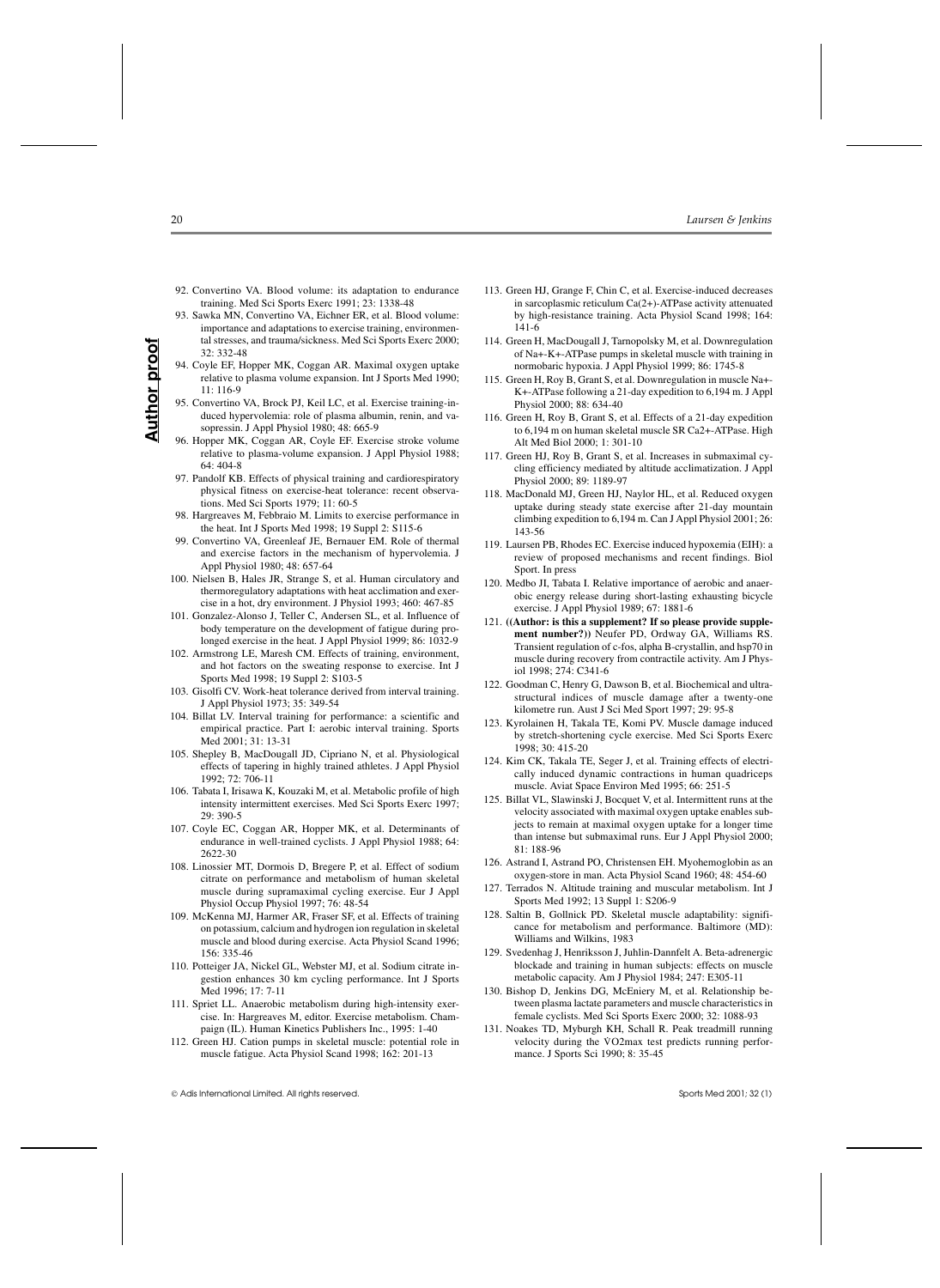92. Convertino VA. Blood volume: its adaptation to endurance training. Med Sci Sports Exerc 1991; 23: 1338-48
93. Sawka MN, Convertino VA, Eichner ER, et al. Blood volume: importance and adaptations to exercise training, environmental stresses, and trauma/sickness. Med Sci Sports Exerc 2000; 32: 332-48
94. Coyle EF, Hopper MK, Coggan AR. Maximal oxygen uptake relative to plasma volume expansion. Int J Sports Med 1990; 11: 116-9
95. Convertino VA, Brock PJ, Keil LC, et al. Exercise training-induced hypervolemia: role of plasma albumin, renin, and vasopressin. J Appl Physiol 1980; 48: 665-9
96. Hopper MK, Coggan AR, Coyle EF. Exercise stroke volume relative to plasma-volume expansion. J Appl Physiol 1988; 64: 404-8
97. Pandolf KB. Effects of physical training and cardiorespiratory physical fitness on exercise-heat tolerance: recent observations. Med Sci Sports 1979; 11: 60-5
98. Hargreaves M, Febbraio M. Limits to exercise performance in the heat. Int J Sports Med 1998; 19 Suppl 2: S115-6
99. Convertino VA, Greenleaf JE, Bernauer EM. Role of thermal and exercise factors in the mechanism of hypervolemia. J Appl Physiol 1980; 48: 657-64
100. Nielsen B, Hales JR, Strange S, et al. Human circulatory and thermoregulatory adaptations with heat acclimation and exercise in a hot, dry environment. J Physiol 1993; 460: 467-85
101. Gonzalez-Alonso J, Teller C, Andersen SL, et al. Influence of body temperature on the development of fatigue during prolonged exercise in the heat. J Appl Physiol 1999; 86: 1032-9
102. Armstrong LE, Maresh CM. Effects of training, environment, and host factors on the sweating response to exercise. Int J Sports Med 1998; 19 Suppl 2: S103-5
103. Gisolfi CV. Work-heat tolerance derived from interval training. J Appl Physiol 1973; 35: 349-54
104. Billat LV. Interval training for performance: a scientific and empirical practice. Part I: aerobic interval training. Sports Med 2001; 31: 13-31
105. Shepley B, MacDougall JD, Cipriano N, et al. Physiological effects of tapering in highly trained athletes. J Appl Physiol 1992; 72: 706-11
106. Tabata I, Irisawa K, Kouzaki M, et al. Metabolic profile of high intensity intermittent exercises. Med Sci Sports Exerc 1997; 29: 390-5
107. Coyle EC, Coggan AR, Hopper MK, et al. Determinants of endurance in well-trained cyclists. J Appl Physiol 1988; 64: 2622-30
108. Linossier MT, Dormois D, Bregere P, et al. Effect of sodium citrate on performance and metabolism of human skeletal muscle during supramaximal cycling exercise. Eur J Appl Physiol Occup Physiol 1997; 76: 48-54
109. McKenna MJ, Harmer AR, Fraser SF, et al. Effects of training on potassium, calcium and hydrogen ion regulation in skeletal muscle and blood during exercise. Acta Physiol Scand 1996; 156: 335-46
110. Potteiger JA, Nickel GL, Webster MJ, et al. Sodium citrate ingestion enhances 30 km cycling performance. Int J Sports Med 1996; 17: 7-11
111. Spriet LL. Anaerobic metabolism during high-intensity exercise. In: Hargreaves M, editor. Exercise metabolism. Champaign (IL). Human Kinetics Publishers Inc., 1995: 1-40
112. Green HJ. Cation pumps in skeletal muscle: potential role in muscle fatigue. Acta Physiol Scand 1998; 162: 201-13
113. Green HJ, Grange F, Chin C, et al. Exercise-induced decreases in sarcoplasmic reticulum Ca(2+)-ATPase activity attenuated by high-resistance training. Acta Physiol Scand 1998; 164: 141-6
114. Green H, MacDougall J, Tarnopolsky M, et al. Downregulation of Na+-K+-ATPase pumps in skeletal muscle with training in normobaric hypoxia. J Appl Physiol 1999; 86: 1745-8
115. Green H, Roy B, Grant S, et al. Downregulation in muscle Na+-K+-ATPase following a 21-day expedition to 6,194 m. J Appl Physiol 2000; 88: 634-40
116. Green H, Roy B, Grant S, et al. Effects of a 21-day expedition to 6,194 m on human skeletal muscle SR Ca2+-ATPase. High Alt Med Biol 2000; 1: 301-10
117. Green HJ, Roy B, Grant S, et al. Increases in submaximal cycling efficiency mediated by altitude acclimatization. J Appl Physiol 2000; 89: 1189-97
118. MacDonald MJ, Green HJ, Naylor HL, et al. Reduced oxygen uptake during steady state exercise after 21-day mountain climbing expedition to 6,194 m. Can J Appl Physiol 2001; 26: 143-56
119. Laursen PB, Rhodes EC. Exercise induced hypoxemia (EIH): a review of proposed mechanisms and recent findings. Biol Sport. In press
120. Medbo JI, Tabata I. Relative importance of aerobic and anaerobic energy release during short-lasting exhausting bicycle exercise. J Appl Physiol 1989; 67: 1881-6
121. **((Author: is this a supplement? If so please provide supplement number?))** Neufer PD, Ordway GA, Williams RS. Transient regulation of c-fos, alpha B-crystallin, and hsp70 in muscle during recovery from contractile activity. Am J Physiol 1998; 274: C341-6
122. Goodman C, Henry G, Dawson B, et al. Biochemical and ultrastructural indices of muscle damage after a twenty-one kilometre run. Aust J Sci Med Sport 1997; 29: 95-8
123. Kyrolainen H, Takala TE, Komi PV. Muscle damage induced by stretch-shortening cycle exercise. Med Sci Sports Exerc 1998; 30: 415-20
124. Kim CK, Takala TE, Seger J, et al. Training effects of electrically induced dynamic contractions in human quadriceps muscle. Aviat Space Environ Med 1995; 66: 251-5
125. Billat VL, Slawinski J, Bocquet V, et al. Intermittent runs at the velocity associated with maximal oxygen uptake enables subjects to remain at maximal oxygen uptake for a longer time than intense but submaximal runs. Eur J Appl Physiol 2000; 81: 188-96
126. Astrand I, Astrand PO, Christensen EH. Myohemoglobin as an oxygen-store in man. Acta Physiol Scand 1960; 48: 454-60
127. Terrados N. Altitude training and muscular metabolism. Int J Sports Med 1992; 13 Suppl 1: S206-9
128. Saltin B, Gollnick PD. Skeletal muscle adaptability: significance for metabolism and performance. Baltimore (MD): Williams and Wilkins, 1983
129. Svedenhag J, Henriksson J, Juhlin-Dannfelt A. Beta-adrenergic blockade and training in human subjects: effects on muscle metabolic capacity. Am J Physiol 1984; 247: E305-11
130. Bishop D, Jenkins DG, McEniery M, et al. Relationship between plasma lactate parameters and muscle characteristics in female cyclists. Med Sci Sports Exerc 2000; 32: 1088-93
131. Noakes TD, Myburgh KH, Schall R. Peak treadmill running velocity during the $\dot{V}O_2max$ test predicts running performance. J Sports Sci 1990; 8: 35-45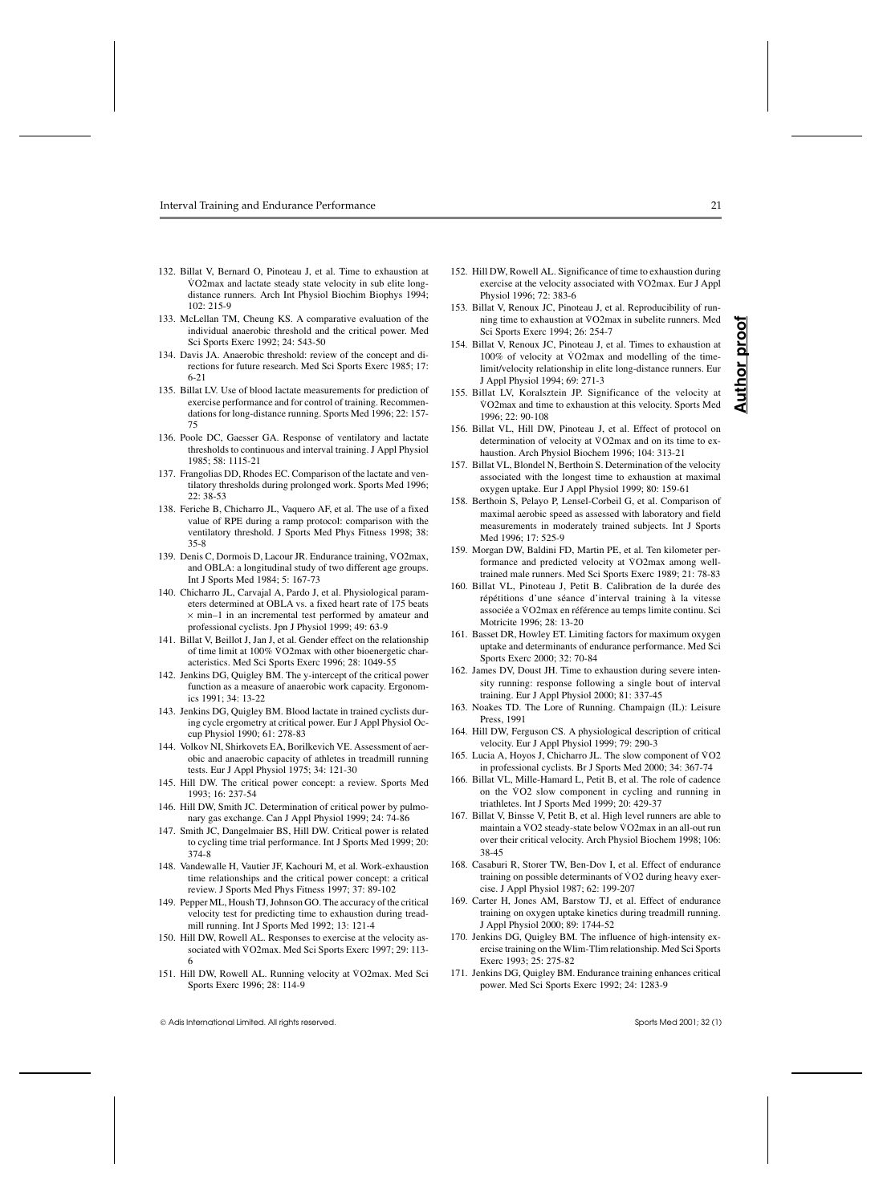132. Billat V, Bernard O, Pinoteau J, et al. Time to exhaustion at V̇O2max and lactate steady state velocity in sub elite long-distance runners. Arch Int Physiol Biochim Biophys 1994; 102: 215-9
133. McLellan TM, Cheung KS. A comparative evaluation of the individual anaerobic threshold and the critical power. Med Sci Sports Exerc 1992; 24: 543-50
134. Davis JA. Anaerobic threshold: review of the concept and directions for future research. Med Sci Sports Exerc 1985; 17: 6-21
135. Billat LV. Use of blood lactate measurements for prediction of exercise performance and for control of training. Recommendations for long-distance running. Sports Med 1996; 22: 157-75
136. Poole DC, Gaesser GA. Response of ventilatory and lactate thresholds to continuous and interval training. J Appl Physiol 1985; 58: 1115-21
137. Frangolias DD, Rhodes EC. Comparison of the lactate and ventilatory thresholds during prolonged work. Sports Med 1996; 22: 38-53
138. Feriche B, Chicharro JL, Vaquero AF, et al. The use of a fixed value of RPE during a ramp protocol: comparison with the ventilatory threshold. J Sports Med Phys Fitness 1998; 38: 35-8
139. Denis C, Dormois D, Lacour JR. Endurance training, V̇O2max, and OBLA: a longitudinal study of two different age groups. Int J Sports Med 1984; 5: 167-73
140. Chicharro JL, Carvajal A, Pardo J, et al. Physiological parameters determined at OBLA vs. a fixed heart rate of 175 beats × min–1 in an incremental test performed by amateur and professional cyclists. Jpn J Physiol 1999; 49: 63-9
141. Billat V, Beillot J, Jan J, et al. Gender effect on the relationship of time limit at 100% V̇O2max with other bioenergetic characteristics. Med Sci Sports Exerc 1996; 28: 1049-55
142. Jenkins DG, Quigley BM. The y-intercept of the critical power function as a measure of anaerobic work capacity. Ergonomics 1991; 34: 13-22
143. Jenkins DG, Quigley BM. Blood lactate in trained cyclists during cycle ergometry at critical power. Eur J Appl Physiol Occup Physiol 1990; 61: 278-83
144. Volkov NI, Shirkovets EA, Borilkevich VE. Assessment of aerobic and anaerobic capacity of athletes in treadmill running tests. Eur J Appl Physiol 1975; 34: 121-30
145. Hill DW. The critical power concept: a review. Sports Med 1993; 16: 237-54
146. Hill DW, Smith JC. Determination of critical power by pulmonary gas exchange. Can J Appl Physiol 1999; 24: 74-86
147. Smith JC, Dangelmaier BS, Hill DW. Critical power is related to cycling time trial performance. Int J Sports Med 1999; 20: 374-8
148. Vandewalle H, Vautier JF, Kachouri M, et al. Work-exhaustion time relationships and the critical power concept: a critical review. J Sports Med Phys Fitness 1997; 37: 89-102
149. Pepper ML, Housh TJ, Johnson GO. The accuracy of the critical velocity test for predicting time to exhaustion during treadmill running. Int J Sports Med 1992; 13: 121-4
150. Hill DW, Rowell AL. Responses to exercise at the velocity associated with V̇O2max. Med Sci Sports Exerc 1997; 29: 113-6
151. Hill DW, Rowell AL. Running velocity at V̇O2max. Med Sci Sports Exerc 1996; 28: 114-9
152. Hill DW, Rowell AL. Significance of time to exhaustion during exercise at the velocity associated with V̇O2max. Eur J Appl Physiol 1996; 72: 383-6
153. Billat V, Renoux JC, Pinoteau J, et al. Reproducibility of running time to exhaustion at V̇O2max in subelite runners. Med Sci Sports Exerc 1994; 26: 254-7
154. Billat V, Renoux JC, Pinoteau J, et al. Times to exhaustion at 100% of velocity at V̇O2max and modelling of the time-limit/velocity relationship in elite long-distance runners. Eur J Appl Physiol 1994; 69: 271-3
155. Billat LV, Koralsztein JP. Significance of the velocity at V̇O2max and time to exhaustion at this velocity. Sports Med 1996; 22: 90-108
156. Billat VL, Hill DW, Pinoteau J, et al. Effect of protocol on determination of velocity at V̇O2max and on its time to exhaustion. Arch Physiol Biochem 1996; 104: 313-21
157. Billat VL, Blondel N, Berthoin S. Determination of the velocity associated with the longest time to exhaustion at maximal oxygen uptake. Eur J Appl Physiol 1999; 80: 159-61
158. Berthoin S, Pelayo P, Lensel-Corbeil G, et al. Comparison of maximal aerobic speed as assessed with laboratory and field measurements in moderately trained subjects. Int J Sports Med 1996; 17: 525-9
159. Morgan DW, Baldini FD, Martin PE, et al. Ten kilometer performance and predicted velocity at V̇O2max among well-trained male runners. Med Sci Sports Exerc 1989; 21: 78-83
160. Billat VL, Pinoteau J, Petit B. Calibration de la durée des répétitions d'une séance d'interval training à la vitesse associée a V̇O2max en référence au temps limite continu. Sci Motricite 1996; 28: 13-20
161. Basset DR, Howley ET. Limiting factors for maximum oxygen uptake and determinants of endurance performance. Med Sci Sports Exerc 2000; 32: 70-84
162. James DV, Doust JH. Time to exhaustion during severe intensity running: response following a single bout of interval training. Eur J Appl Physiol 2000; 81: 337-45
163. Noakes TD. The Lore of Running. Champaign (IL): Leisure Press, 1991
164. Hill DW, Ferguson CS. A physiological description of critical velocity. Eur J Appl Physiol 1999; 79: 290-3
165. Lucia A, Hoyos J, Chicharro JL. The slow component of V̇O2 in professional cyclists. Br J Sports Med 2000; 34: 367-74
166. Billat VL, Mille-Hamard L, Petit B, et al. The role of cadence on the V̇O2 slow component in cycling and running in triathletes. Int J Sports Med 1999; 20: 429-37
167. Billat V, Binsse V, Petit B, et al. High level runners are able to maintain a V̇O2 steady-state below V̇O2max in an all-out run over their critical velocity. Arch Physiol Biochem 1998; 106: 38-45
168. Casaburi R, Storer TW, Ben-Dov I, et al. Effect of endurance training on possible determinants of V̇O2 during heavy exercise. J Appl Physiol 1987; 62: 199-207
169. Carter H, Jones AM, Barstow TJ, et al. Effect of endurance training on oxygen uptake kinetics during treadmill running. J Appl Physiol 2000; 89: 1744-52
170. Jenkins DG, Quigley BM. The influence of high-intensity exercise training on the Wlim-Tlim relationship. Med Sci Sports Exerc 1993; 25: 275-82
171. Jenkins DG, Quigley BM. Endurance training enhances critical power. Med Sci Sports Exerc 1992; 24: 1283-9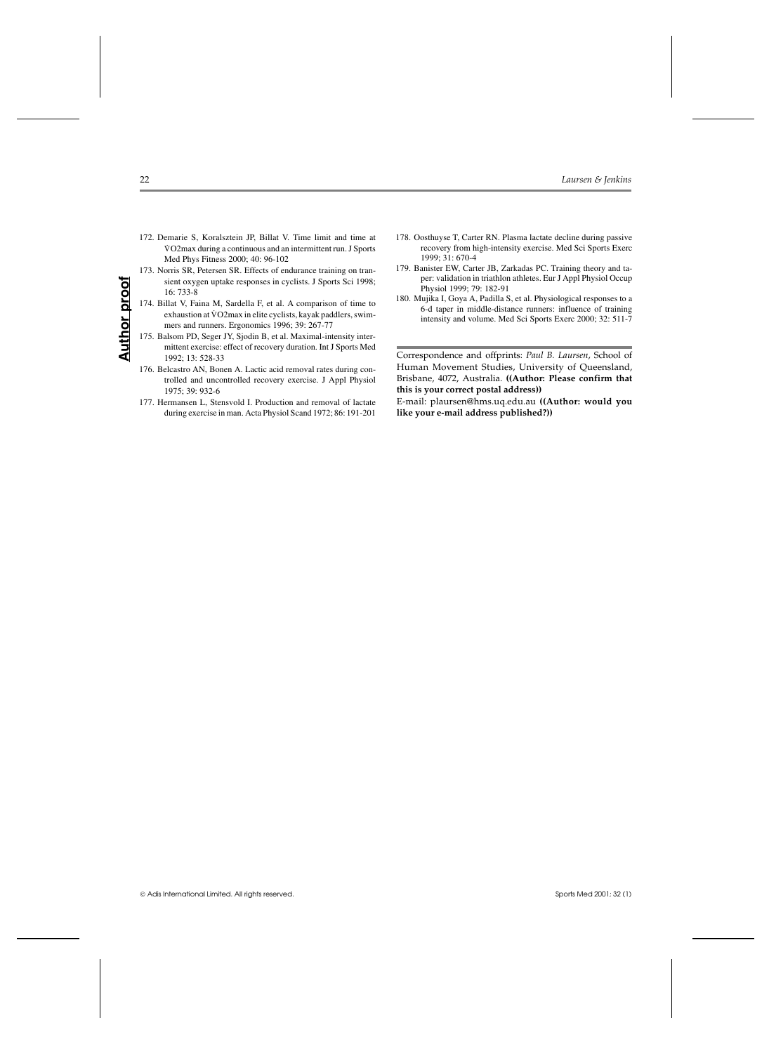172. Demarie S, Koralsztein JP, Billat V. Time limit and time at V̇O2max during a continuous and an intermittent run. J Sports Med Phys Fitness 2000; 40: 96-102

173. Norris SR, Petersen SR. Effects of endurance training on transient oxygen uptake responses in cyclists. J Sports Sci 1998; 16: 733-8

174. Billat V, Faina M, Sardella F, et al. A comparison of time to exhaustion at V̇O2max in elite cyclists, kayak paddlers, swimmers and runners. Ergonomics 1996; 39: 267-77

175. Balsom PD, Seger JY, Sjodin B, et al. Maximal-intensity intermittent exercise: effect of recovery duration. Int J Sports Med 1992; 13: 528-33

176. Belcastro AN, Bonen A. Lactic acid removal rates during controlled and uncontrolled recovery exercise. J Appl Physiol 1975; 39: 932-6

177. Hermansen L, Stensvold I. Production and removal of lactate during exercise in man. Acta Physiol Scand 1972; 86: 191-201

178. Oosthuyse T, Carter RN. Plasma lactate decline during passive recovery from high-intensity exercise. Med Sci Sports Exerc 1999; 31: 670-4

179. Banister EW, Carter JB, Zarkadas PC. Training theory and taper: validation in triathlon athletes. Eur J Appl Physiol Occup Physiol 1999; 79: 182-91

180. Mujika I, Goya A, Padilla S, et al. Physiological responses to a 6-d taper in middle-distance runners: influence of training intensity and volume. Med Sci Sports Exerc 2000; 32: 511-7

Correspondence and offprints: *Paul B. Laursen*, School of Human Movement Studies, University of Queensland, Brisbane, 4072, Australia. **((Author: Please confirm that this is your correct postal address))**
E-mail: plaursen@hms.uq.edu.au **((Author: would you like your e-mail address published?))**